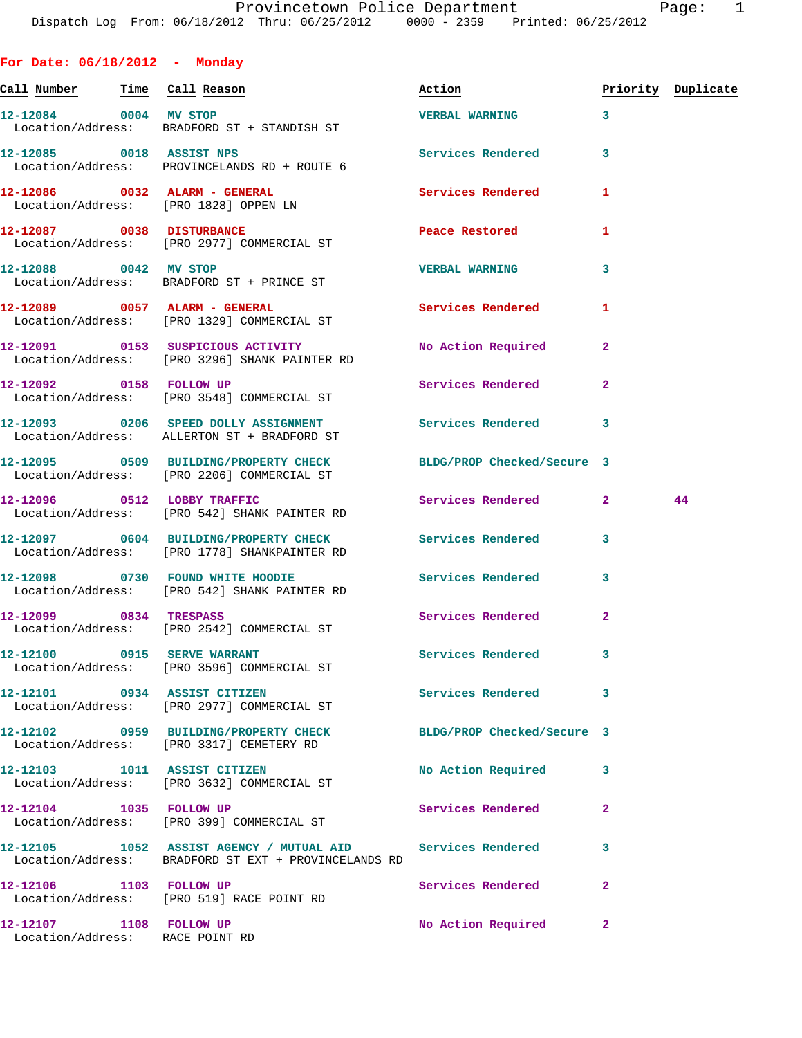Provincetown Police Department
Dispatch Log From: 06/18/2012 Thru: 06/25/2012 0000 - 2359 Printed: 06/25/2012

## For Date: 06/18/2012 - Monday

| Call Number | Time | Call Reason | Action | Priority | Duplicate |
|---|---|---|---|---|---|
| 12-12084 | 0004 | MV STOP<br>Location/Address: BRADFORD ST + STANDISH ST | VERBAL WARNING | 3 | |
| 12-12085 | 0018 | ASSIST NPS<br>Location/Address: PROVINCELANDS RD + ROUTE 6 | Services Rendered | 3 | |
| 12-12086 | 0032 | ALARM - GENERAL<br>Location/Address: [PRO 1828] OPPEN LN | Services Rendered | 1 | |
| 12-12087 | 0038 | DISTURBANCE<br>Location/Address: [PRO 2977] COMMERCIAL ST | Peace Restored | 1 | |
| 12-12088 | 0042 | MV STOP<br>Location/Address: BRADFORD ST + PRINCE ST | VERBAL WARNING | 3 | |
| 12-12089 | 0057 | ALARM - GENERAL<br>Location/Address: [PRO 1329] COMMERCIAL ST | Services Rendered | 1 | |
| 12-12091 | 0153 | SUSPICIOUS ACTIVITY<br>Location/Address: [PRO 3296] SHANK PAINTER RD | No Action Required | 2 | |
| 12-12092 | 0158 | FOLLOW UP<br>Location/Address: [PRO 3548] COMMERCIAL ST | Services Rendered | 2 | |
| 12-12093 | 0206 | SPEED DOLLY ASSIGNMENT<br>Location/Address: ALLERTON ST + BRADFORD ST | Services Rendered | 3 | |
| 12-12095 | 0509 | BUILDING/PROPERTY CHECK<br>Location/Address: [PRO 2206] COMMERCIAL ST | BLDG/PROP Checked/Secure | 3 | |
| 12-12096 | 0512 | LOBBY TRAFFIC<br>Location/Address: [PRO 542] SHANK PAINTER RD | Services Rendered | 2 | 44 |
| 12-12097 | 0604 | BUILDING/PROPERTY CHECK<br>Location/Address: [PRO 1778] SHANKPAINTER RD | Services Rendered | 3 | |
| 12-12098 | 0730 | FOUND WHITE HOODIE<br>Location/Address: [PRO 542] SHANK PAINTER RD | Services Rendered | 3 | |
| 12-12099 | 0834 | TRESPASS<br>Location/Address: [PRO 2542] COMMERCIAL ST | Services Rendered | 2 | |
| 12-12100 | 0915 | SERVE WARRANT<br>Location/Address: [PRO 3596] COMMERCIAL ST | Services Rendered | 3 | |
| 12-12101 | 0934 | ASSIST CITIZEN<br>Location/Address: [PRO 2977] COMMERCIAL ST | Services Rendered | 3 | |
| 12-12102 | 0959 | BUILDING/PROPERTY CHECK<br>Location/Address: [PRO 3317] CEMETERY RD | BLDG/PROP Checked/Secure | 3 | |
| 12-12103 | 1011 | ASSIST CITIZEN<br>Location/Address: [PRO 3632] COMMERCIAL ST | No Action Required | 3 | |
| 12-12104 | 1035 | FOLLOW UP<br>Location/Address: [PRO 399] COMMERCIAL ST | Services Rendered | 2 | |
| 12-12105 | 1052 | ASSIST AGENCY / MUTUAL AID<br>Location/Address: BRADFORD ST EXT + PROVINCELANDS RD | Services Rendered | 3 | |
| 12-12106 | 1103 | FOLLOW UP<br>Location/Address: [PRO 519] RACE POINT RD | Services Rendered | 2 | |
| 12-12107 | 1108 | FOLLOW UP<br>Location/Address: RACE POINT RD | No Action Required | 2 | |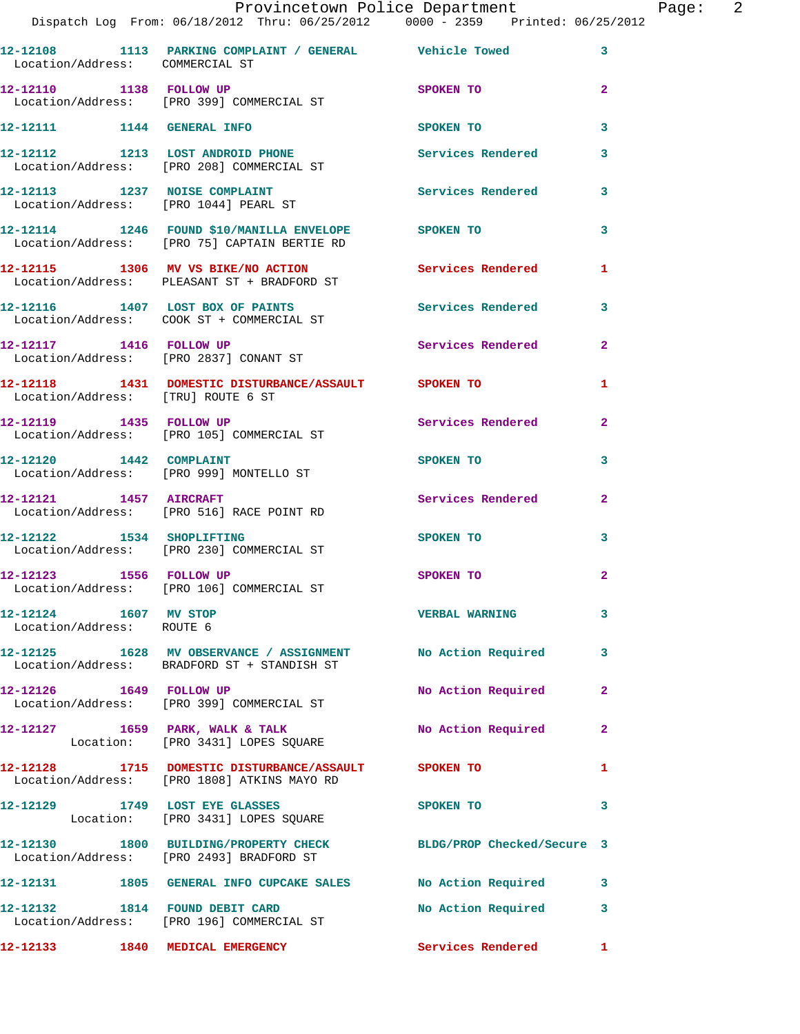12-12108 1113 PARKING COMPLAINT / GENERAL Vehicle Towed 3
Location/Address: COMMERCIAL ST

12-12110 1138 FOLLOW UP SPOKEN TO 2
Location/Address: [PRO 399] COMMERCIAL ST

12-12111 1144 GENERAL INFO SPOKEN TO 3

12-12112 1213 LOST ANDROID PHONE Services Rendered 3
Location/Address: [PRO 208] COMMERCIAL ST

12-12113 1237 NOISE COMPLAINT Services Rendered 3
Location/Address: [PRO 1044] PEARL ST

12-12114 1246 FOUND $10/MANILLA ENVELOPE SPOKEN TO 3
Location/Address: [PRO 75] CAPTAIN BERTIE RD

12-12115 1306 MV VS BIKE/NO ACTION Services Rendered 1
Location/Address: PLEASANT ST + BRADFORD ST

12-12116 1407 LOST BOX OF PAINTS Services Rendered 3
Location/Address: COOK ST + COMMERCIAL ST

12-12117 1416 FOLLOW UP Services Rendered 2
Location/Address: [PRO 2837] CONANT ST

12-12118 1431 DOMESTIC DISTURBANCE/ASSAULT SPOKEN TO 1
Location/Address: [TRU] ROUTE 6 ST

12-12119 1435 FOLLOW UP Services Rendered 2
Location/Address: [PRO 105] COMMERCIAL ST

12-12120 1442 COMPLAINT SPOKEN TO 3
Location/Address: [PRO 999] MONTELLO ST

12-12121 1457 AIRCRAFT Services Rendered 2
Location/Address: [PRO 516] RACE POINT RD

12-12122 1534 SHOPLIFTING SPOKEN TO 3
Location/Address: [PRO 230] COMMERCIAL ST

12-12123 1556 FOLLOW UP SPOKEN TO 2
Location/Address: [PRO 106] COMMERCIAL ST

12-12124 1607 MV STOP VERBAL WARNING 3
Location/Address: ROUTE 6

12-12125 1628 MV OBSERVANCE / ASSIGNMENT No Action Required 3
Location/Address: BRADFORD ST + STANDISH ST

12-12126 1649 FOLLOW UP No Action Required 2
Location/Address: [PRO 399] COMMERCIAL ST

12-12127 1659 PARK, WALK & TALK No Action Required 2
Location: [PRO 3431] LOPES SQUARE

12-12128 1715 DOMESTIC DISTURBANCE/ASSAULT SPOKEN TO 1
Location/Address: [PRO 1808] ATKINS MAYO RD

12-12129 1749 LOST EYE GLASSES SPOKEN TO 3
Location: [PRO 3431] LOPES SQUARE

12-12130 1800 BUILDING/PROPERTY CHECK BLDG/PROP Checked/Secure 3
Location/Address: [PRO 2493] BRADFORD ST

12-12131 1805 GENERAL INFO CUPCAKE SALES No Action Required 3

12-12132 1814 FOUND DEBIT CARD No Action Required 3
Location/Address: [PRO 196] COMMERCIAL ST

12-12133 1840 MEDICAL EMERGENCY Services Rendered 1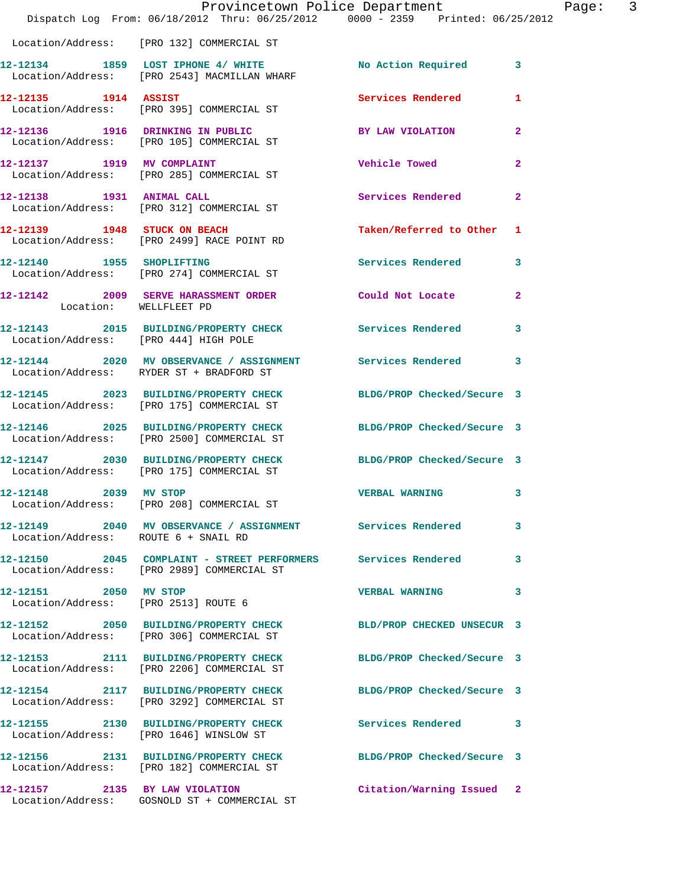Location/Address: [PRO 132] COMMERCIAL ST

**12-12134 1859 LOST IPHONE 4/ WHITE** No Action Required 3
Location/Address: [PRO 2543] MACMILLAN WHARF

**12-12135 1914 ASSIST** Services Rendered 1
Location/Address: [PRO 395] COMMERCIAL ST

**12-12136 1916 DRINKING IN PUBLIC** BY LAW VIOLATION 2
Location/Address: [PRO 105] COMMERCIAL ST

**12-12137 1919 MV COMPLAINT** Vehicle Towed 2
Location/Address: [PRO 285] COMMERCIAL ST

**12-12138 1931 ANIMAL CALL** Services Rendered 2
Location/Address: [PRO 312] COMMERCIAL ST

**12-12139 1948 STUCK ON BEACH** Taken/Referred to Other 1
Location/Address: [PRO 2499] RACE POINT RD

**12-12140 1955 SHOPLIFTING** Services Rendered 3
Location/Address: [PRO 274] COMMERCIAL ST

**12-12142 2009 SERVE HARASSMENT ORDER** Could Not Locate 2
Location: WELLFLEET PD

**12-12143 2015 BUILDING/PROPERTY CHECK** Services Rendered 3
Location/Address: [PRO 444] HIGH POLE

**12-12144 2020 MV OBSERVATION / ASSIGNMENT** Services Rendered 3
Location/Address: RYDER ST + BRADFORD ST

**12-12145 2023 BUILDING/PROPERTY CHECK** BLDG/PROP Checked/Secure 3
Location/Address: [PRO 175] COMMERCIAL ST

**12-12146 2025 BUILDING/PROPERTY CHECK** BLDG/PROP Checked/Secure 3
Location/Address: [PRO 2500] COMMERCIAL ST

**12-12147 2030 BUILDING/PROPERTY CHECK** BLDG/PROP Checked/Secure 3
Location/Address: [PRO 175] COMMERCIAL ST

**12-12148 2039 MV STOP** VERBAL WARNING 3
Location/Address: [PRO 208] COMMERCIAL ST

**12-12149 2040 MV OBSERVATION / ASSIGNMENT** Services Rendered 3
Location/Address: ROUTE 6 + SNAIL RD

**12-12150 2045 COMPLAINT - STREET PERFORMERS** Services Rendered 3
Location/Address: [PRO 2989] COMMERCIAL ST

**12-12151 2050 MV STOP** VERBAL WARNING 3
Location/Address: [PRO 2513] ROUTE 6

**12-12152 2050 BUILDING/PROPERTY CHECK** BLD/PROP CHECKED UNSECUR 3
Location/Address: [PRO 306] COMMERCIAL ST

**12-12153 2111 BUILDING/PROPERTY CHECK** BLDG/PROP Checked/Secure 3
Location/Address: [PRO 2206] COMMERCIAL ST

**12-12154 2117 BUILDING/PROPERTY CHECK** BLDG/PROP Checked/Secure 3
Location/Address: [PRO 3292] COMMERCIAL ST

**12-12155 2130 BUILDING/PROPERTY CHECK** Services Rendered 3
Location/Address: [PRO 1646] WINSLOW ST

**12-12156 2131 BUILDING/PROPERTY CHECK** BLDG/PROP Checked/Secure 3
Location/Address: [PRO 182] COMMERCIAL ST

**12-12157 2135 BY LAW VIOLATION** Citation/Warning Issued 2
Location/Address: GOSNOLD ST + COMMERCIAL ST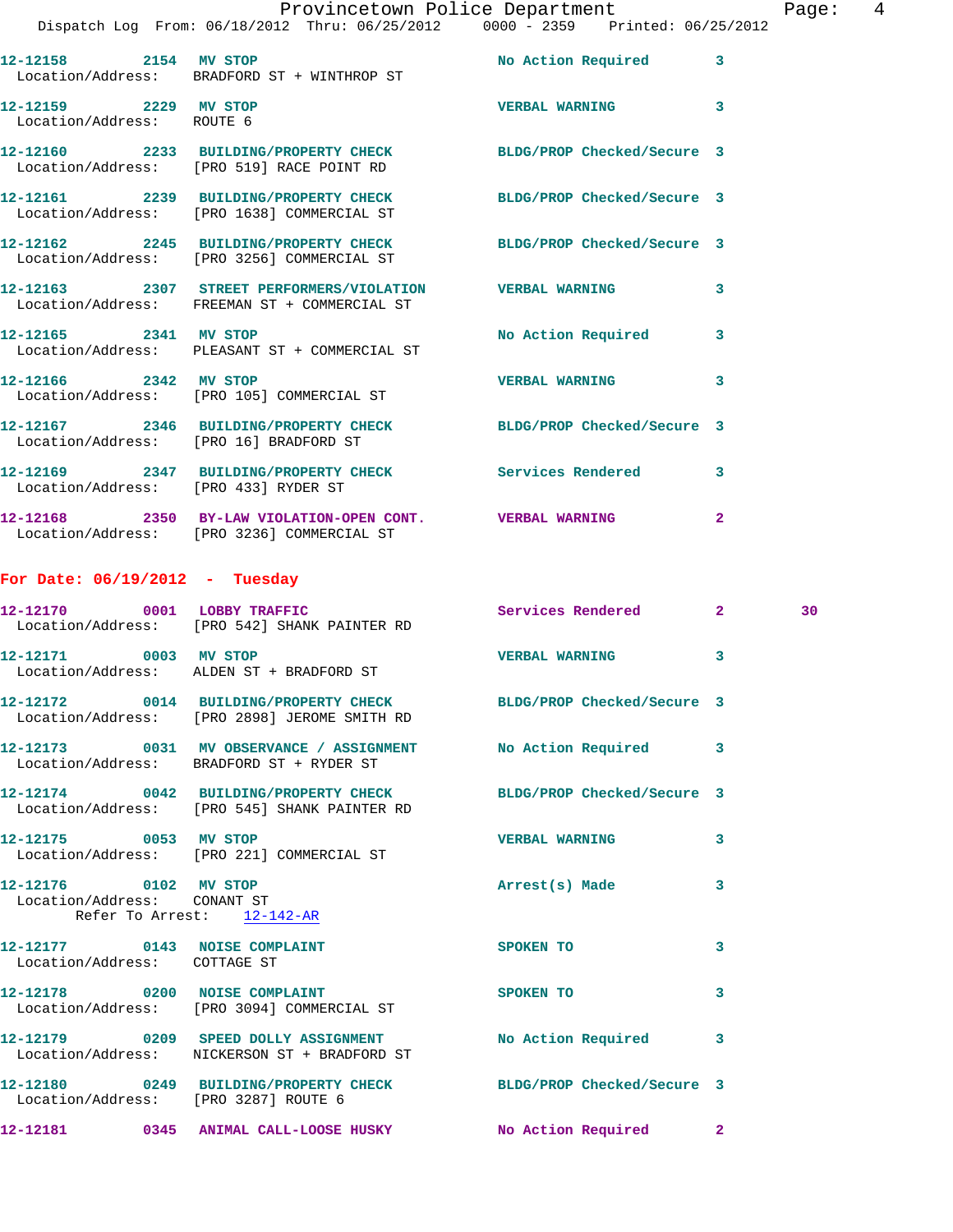12-12158 2154 MV STOP No Action Required 3
Location/Address: BRADFORD ST + WINTHROP ST

12-12159 2229 MV STOP VERBAL WARNING 3
Location/Address: ROUTE 6

12-12160 2233 BUILDING/PROPERTY CHECK BLDG/PROP Checked/Secure 3
Location/Address: [PRO 519] RACE POINT RD

12-12161 2239 BUILDING/PROPERTY CHECK BLDG/PROP Checked/Secure 3
Location/Address: [PRO 1638] COMMERCIAL ST

12-12162 2245 BUILDING/PROPERTY CHECK BLDG/PROP Checked/Secure 3
Location/Address: [PRO 3256] COMMERCIAL ST

12-12163 2307 STREET PERFORMERS/VIOLATION VERBAL WARNING 3
Location/Address: FREEMAN ST + COMMERCIAL ST

12-12165 2341 MV STOP No Action Required 3
Location/Address: PLEASANT ST + COMMERCIAL ST

12-12166 2342 MV STOP VERBAL WARNING 3
Location/Address: [PRO 105] COMMERCIAL ST

12-12167 2346 BUILDING/PROPERTY CHECK BLDG/PROP Checked/Secure 3
Location/Address: [PRO 16] BRADFORD ST

12-12169 2347 BUILDING/PROPERTY CHECK Services Rendered 3
Location/Address: [PRO 433] RYDER ST

12-12168 2350 BY-LAW VIOLATION-OPEN CONT. VERBAL WARNING 2
Location/Address: [PRO 3236] COMMERCIAL ST

**For Date: 06/19/2012 - Tuesday**

12-12170 0001 LOBBY TRAFFIC Services Rendered 2 30
Location/Address: [PRO 542] SHANK PAINTER RD

12-12171 0003 MV STOP VERBAL WARNING 3
Location/Address: ALDEN ST + BRADFORD ST

12-12172 0014 BUILDING/PROPERTY CHECK BLDG/PROP Checked/Secure 3
Location/Address: [PRO 2898] JEROME SMITH RD

12-12173 0031 MV OBSERVANCE / ASSIGNMENT No Action Required 3
Location/Address: BRADFORD ST + RYDER ST

12-12174 0042 BUILDING/PROPERTY CHECK BLDG/PROP Checked/Secure 3
Location/Address: [PRO 545] SHANK PAINTER RD

12-12175 0053 MV STOP VERBAL WARNING 3
Location/Address: [PRO 221] COMMERCIAL ST

12-12176 0102 MV STOP Arrest(s) Made 3
Location/Address: CONANT ST
Refer To Arrest: 12-142-AR

12-12177 0143 NOISE COMPLAINT SPOKEN TO 3
Location/Address: COTTAGE ST

12-12178 0200 NOISE COMPLAINT SPOKEN TO 3
Location/Address: [PRO 3094] COMMERCIAL ST

12-12179 0209 SPEED DOLLY ASSIGNMENT No Action Required 3
Location/Address: NICKERSON ST + BRADFORD ST

12-12180 0249 BUILDING/PROPERTY CHECK BLDG/PROP Checked/Secure 3
Location/Address: [PRO 3287] ROUTE 6

12-12181 0345 ANIMAL CALL-LOOSE HUSKY No Action Required 2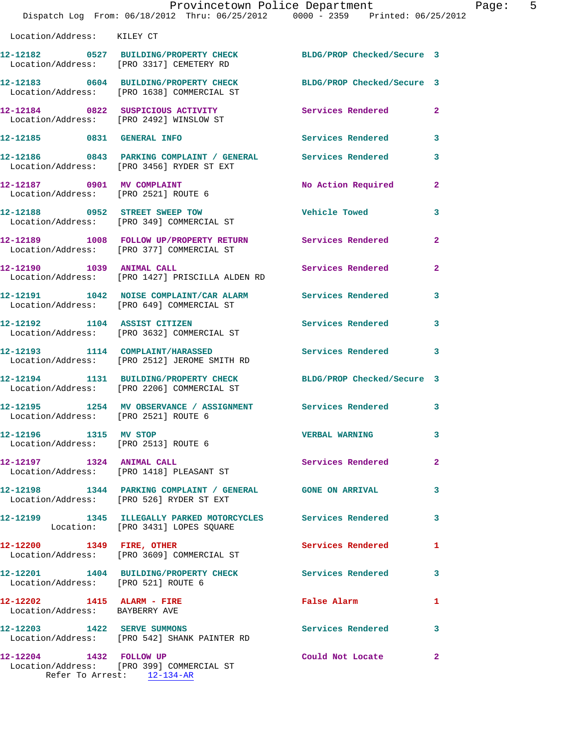Location/Address: KILEY CT

12-12182 0527 BUILDING/PROPERTY CHECK BLDG/PROP Checked/Secure 3
Location/Address: [PRO 3317] CEMETERY RD

12-12183 0604 BUILDING/PROPERTY CHECK BLDG/PROP Checked/Secure 3
Location/Address: [PRO 1638] COMMERCIAL ST

12-12184 0822 SUSPICIOUS ACTIVITY Services Rendered 2
Location/Address: [PRO 2492] WINSLOW ST

12-12185 0831 GENERAL INFO Services Rendered 3

12-12186 0843 PARKING COMPLAINT / GENERAL Services Rendered 3
Location/Address: [PRO 3456] RYDER ST EXT

12-12187 0901 MV COMPLAINT No Action Required 2
Location/Address: [PRO 2521] ROUTE 6

12-12188 0952 STREET SWEEP TOW Vehicle Towed 3
Location/Address: [PRO 349] COMMERCIAL ST

12-12189 1008 FOLLOW UP/PROPERTY RETURN Services Rendered 2
Location/Address: [PRO 377] COMMERCIAL ST

12-12190 1039 ANIMAL CALL Services Rendered 2
Location/Address: [PRO 1427] PRISCILLA ALDEN RD

12-12191 1042 NOISE COMPLAINT/CAR ALARM Services Rendered 3
Location/Address: [PRO 649] COMMERCIAL ST

12-12192 1104 ASSIST CITIZEN Services Rendered 3
Location/Address: [PRO 3632] COMMERCIAL ST

12-12193 1114 COMPLAINT/HARASSED Services Rendered 3
Location/Address: [PRO 2512] JEROME SMITH RD

12-12194 1131 BUILDING/PROPERTY CHECK BLDG/PROP Checked/Secure 3
Location/Address: [PRO 2206] COMMERCIAL ST

12-12195 1254 MV OBSERVANCE / ASSIGNMENT Services Rendered 3
Location/Address: [PRO 2521] ROUTE 6

12-12196 1315 MV STOP VERBAL WARNING 3
Location/Address: [PRO 2513] ROUTE 6

12-12197 1324 ANIMAL CALL Services Rendered 2
Location/Address: [PRO 1418] PLEASANT ST

12-12198 1344 PARKING COMPLAINT / GENERAL GONE ON ARRIVAL 3
Location/Address: [PRO 526] RYDER ST EXT

12-12199 1345 ILLEGALLY PARKED MOTORCYCLES Services Rendered 3
Location: [PRO 3431] LOPES SQUARE

12-12200 1349 FIRE, OTHER Services Rendered 1
Location/Address: [PRO 3609] COMMERCIAL ST

12-12201 1404 BUILDING/PROPERTY CHECK Services Rendered 3
Location/Address: [PRO 521] ROUTE 6

12-12202 1415 ALARM - FIRE False Alarm 1
Location/Address: BAYBERRY AVE

12-12203 1422 SERVE SUMMONS Services Rendered 3
Location/Address: [PRO 542] SHANK PAINTER RD

12-12204 1432 FOLLOW UP Could Not Locate 2
Location/Address: [PRO 399] COMMERCIAL ST
Refer To Arrest: 12-134-AR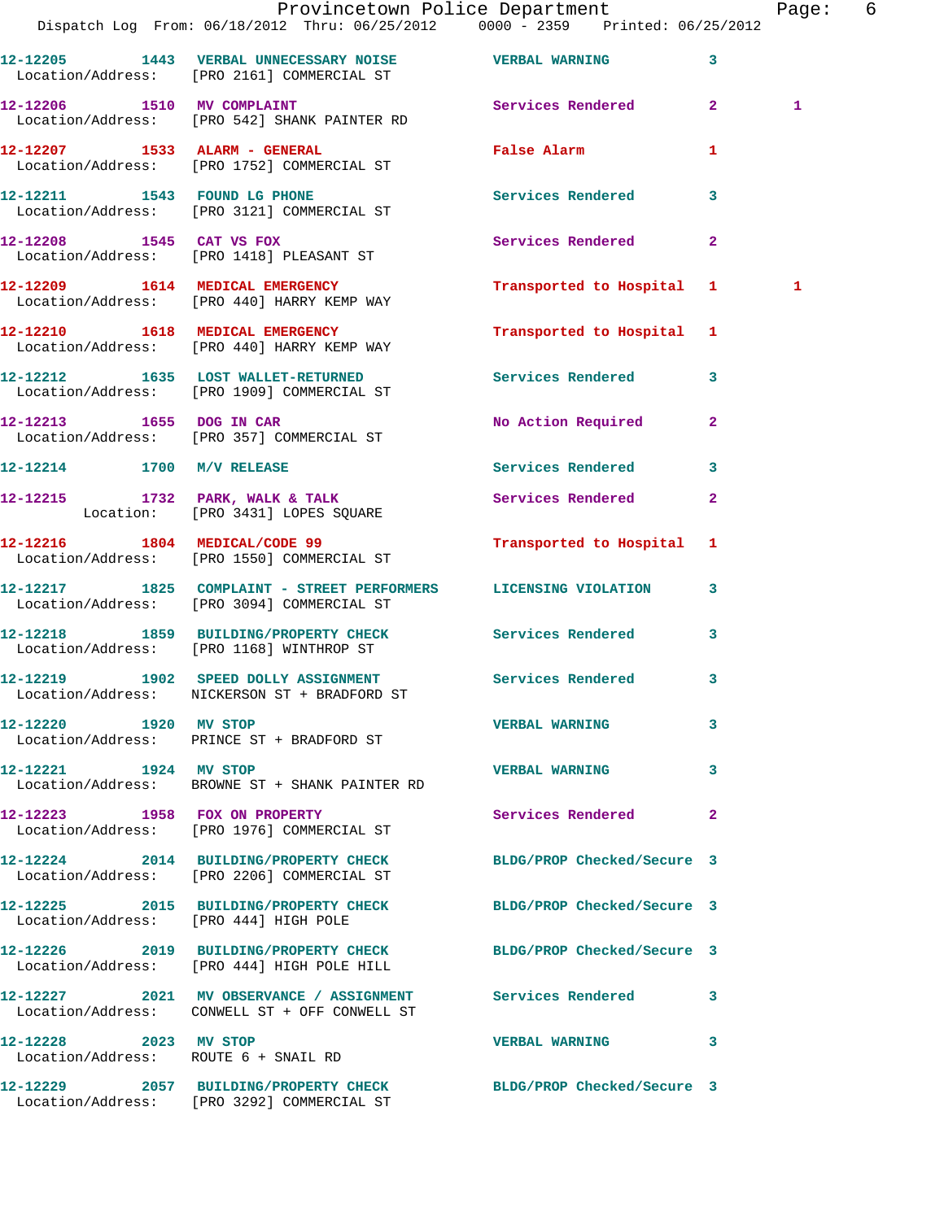```
12-12205        1443   VERBAL UNNECESSARY NOISE          VERBAL WARNING          3
  Location/Address:    [PRO 2161] COMMERCIAL ST

12-12206        1510   MV COMPLAINT                      Services Rendered       2         1
  Location/Address:    [PRO 542] SHANK PAINTER RD

12-12207        1533   ALARM - GENERAL                   False Alarm             1
  Location/Address:    [PRO 1752] COMMERCIAL ST

12-12211        1543   FOUND LG PHONE                    Services Rendered       3
  Location/Address:    [PRO 3121] COMMERCIAL ST

12-12208        1545   CAT VS FOX                        Services Rendered       2
  Location/Address:    [PRO 1418] PLEASANT ST

12-12209        1614   MEDICAL EMERGENCY                 Transported to Hospital 1         1
  Location/Address:    [PRO 440] HARRY KEMP WAY

12-12210        1618   MEDICAL EMERGENCY                 Transported to Hospital 1
  Location/Address:    [PRO 440] HARRY KEMP WAY

12-12212        1635   LOST WALLET-RETURNED              Services Rendered       3
  Location/Address:    [PRO 1909] COMMERCIAL ST

12-12213        1655   DOG IN CAR                        No Action Required      2
  Location/Address:    [PRO 357] COMMERCIAL ST

12-12214        1700   M/V RELEASE                       Services Rendered       3

12-12215        1732   PARK, WALK & TALK                 Services Rendered       2
           Location:   [PRO 3431] LOPES SQUARE

12-12216        1804   MEDICAL/CODE 99                   Transported to Hospital 1
  Location/Address:    [PRO 1550] COMMERCIAL ST

12-12217        1825   COMPLAINT - STREET PERFORMERS     LICENSING VIOLATION     3
  Location/Address:    [PRO 3094] COMMERCIAL ST

12-12218        1859   BUILDING/PROPERTY CHECK           Services Rendered       3
  Location/Address:    [PRO 1168] WINTHROP ST

12-12219        1902   SPEED DOLLY ASSIGNMENT            Services Rendered       3
  Location/Address:    NICKERSON ST + BRADFORD ST

12-12220        1920   MV STOP                           VERBAL WARNING          3
  Location/Address:    PRINCE ST + BRADFORD ST

12-12221        1924   MV STOP                           VERBAL WARNING          3
  Location/Address:    BROWNE ST + SHANK PAINTER RD

12-12223        1958   FOX ON PROPERTY                   Services Rendered       2
  Location/Address:    [PRO 1976] COMMERCIAL ST

12-12224        2014   BUILDING/PROPERTY CHECK           BLDG/PROP Checked/Secure 3
  Location/Address:    [PRO 2206] COMMERCIAL ST

12-12225        2015   BUILDING/PROPERTY CHECK           BLDG/PROP Checked/Secure 3
  Location/Address:    [PRO 444] HIGH POLE

12-12226        2019   BUILDING/PROPERTY CHECK           BLDG/PROP Checked/Secure 3
  Location/Address:    [PRO 444] HIGH POLE HILL

12-12227        2021   MV OBSERVANCE / ASSIGNMENT        Services Rendered       3
  Location/Address:    CONWELL ST + OFF CONWELL ST

12-12228        2023   MV STOP                           VERBAL WARNING          3
  Location/Address:    ROUTE 6 + SNAIL RD

12-12229        2057   BUILDING/PROPERTY CHECK           BLDG/PROP Checked/Secure 3
  Location/Address:    [PRO 3292] COMMERCIAL ST
```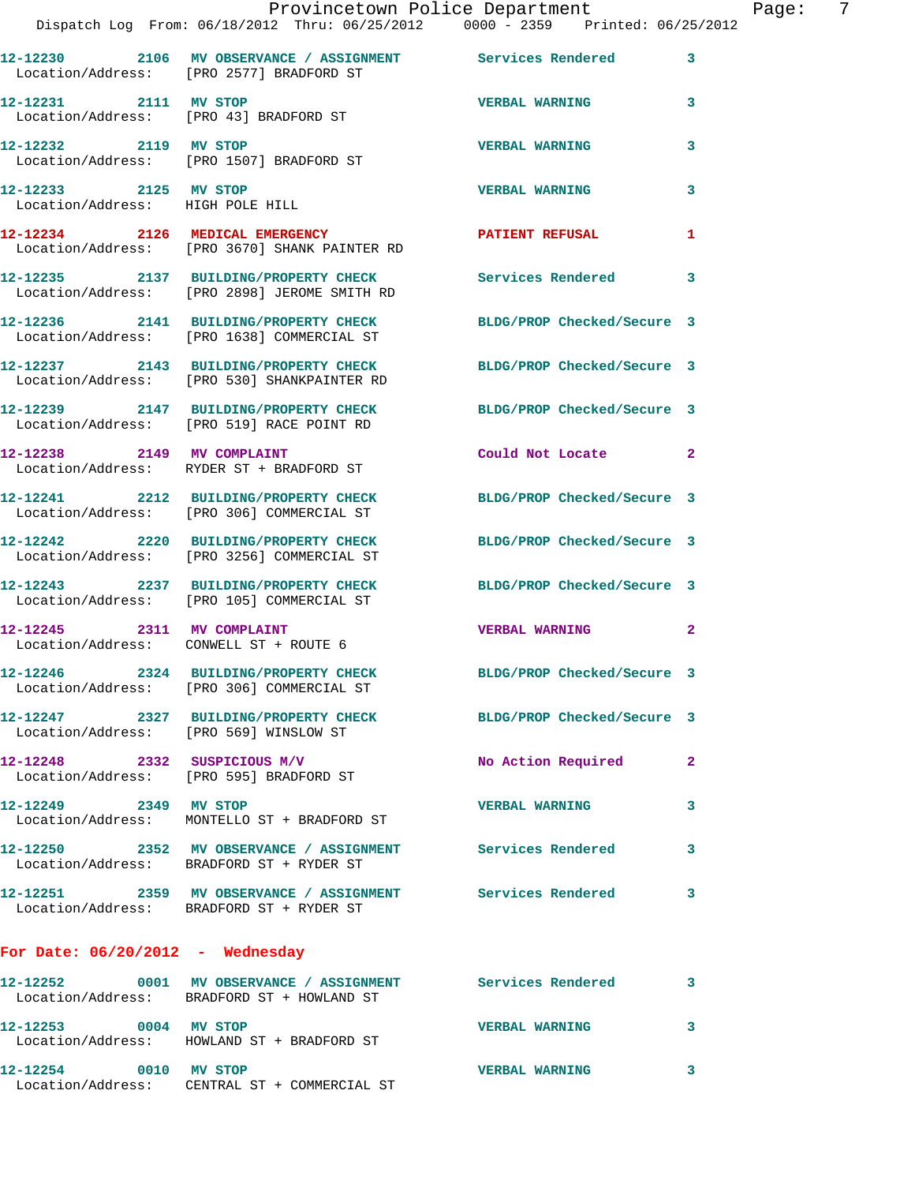12-12230 2106 MV OBSERVANCE / ASSIGNMENT Services Rendered 3
Location/Address: [PRO 2577] BRADFORD ST

12-12231 2111 MV STOP VERBAL WARNING 3
Location/Address: [PRO 43] BRADFORD ST

12-12232 2119 MV STOP VERBAL WARNING 3
Location/Address: [PRO 1507] BRADFORD ST

12-12233 2125 MV STOP VERBAL WARNING 3
Location/Address: HIGH POLE HILL

12-12234 2126 MEDICAL EMERGENCY PATIENT REFUSAL 1
Location/Address: [PRO 3670] SHANK PAINTER RD

12-12235 2137 BUILDING/PROPERTY CHECK Services Rendered 3
Location/Address: [PRO 2898] JEROME SMITH RD

12-12236 2141 BUILDING/PROPERTY CHECK BLDG/PROP Checked/Secure 3
Location/Address: [PRO 1638] COMMERCIAL ST

12-12237 2143 BUILDING/PROPERTY CHECK BLDG/PROP Checked/Secure 3
Location/Address: [PRO 530] SHANKPAINTER RD

12-12239 2147 BUILDING/PROPERTY CHECK BLDG/PROP Checked/Secure 3
Location/Address: [PRO 519] RACE POINT RD

12-12238 2149 MV COMPLAINT Could Not Locate 2
Location/Address: RYDER ST + BRADFORD ST

12-12241 2212 BUILDING/PROPERTY CHECK BLDG/PROP Checked/Secure 3
Location/Address: [PRO 306] COMMERCIAL ST

12-12242 2220 BUILDING/PROPERTY CHECK BLDG/PROP Checked/Secure 3
Location/Address: [PRO 3256] COMMERCIAL ST

12-12243 2237 BUILDING/PROPERTY CHECK BLDG/PROP Checked/Secure 3
Location/Address: [PRO 105] COMMERCIAL ST

12-12245 2311 MV COMPLAINT VERBAL WARNING 2
Location/Address: CONWELL ST + ROUTE 6

12-12246 2324 BUILDING/PROPERTY CHECK BLDG/PROP Checked/Secure 3
Location/Address: [PRO 306] COMMERCIAL ST

12-12247 2327 BUILDING/PROPERTY CHECK BLDG/PROP Checked/Secure 3
Location/Address: [PRO 569] WINSLOW ST

12-12248 2332 SUSPICIOUS M/V No Action Required 2
Location/Address: [PRO 595] BRADFORD ST

12-12249 2349 MV STOP VERBAL WARNING 3
Location/Address: MONTELLO ST + BRADFORD ST

12-12250 2352 MV OBSERVANCE / ASSIGNMENT Services Rendered 3
Location/Address: BRADFORD ST + RYDER ST

12-12251 2359 MV OBSERVANCE / ASSIGNMENT Services Rendered 3
Location/Address: BRADFORD ST + RYDER ST

## For Date: 06/20/2012 - Wednesday

12-12252 0001 MV OBSERVANCE / ASSIGNMENT Services Rendered 3
Location/Address: BRADFORD ST + HOWLAND ST

12-12253 0004 MV STOP VERBAL WARNING 3
Location/Address: HOWLAND ST + BRADFORD ST

12-12254 0010 MV STOP VERBAL WARNING 3
Location/Address: CENTRAL ST + COMMERCIAL ST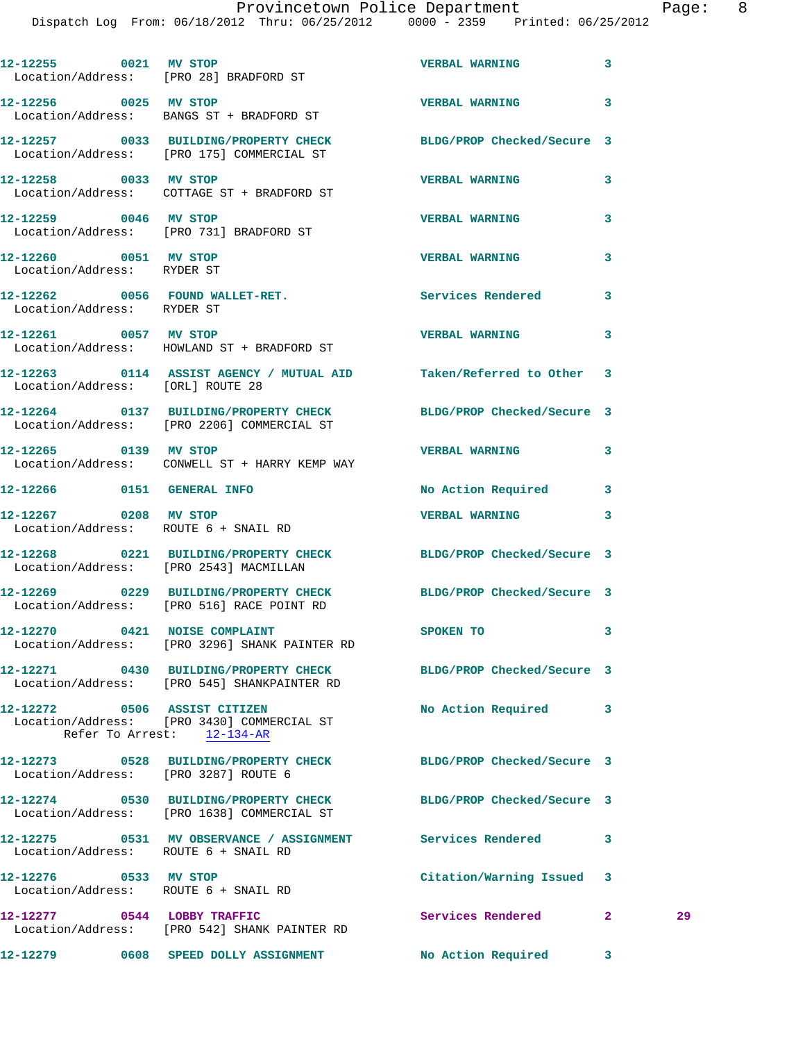12-12255 0021 MV STOP VERBAL WARNING 3
Location/Address: [PRO 28] BRADFORD ST

12-12256 0025 MV STOP VERBAL WARNING 3
Location/Address: BANGS ST + BRADFORD ST

12-12257 0033 BUILDING/PROPERTY CHECK BLDG/PROP Checked/Secure 3
Location/Address: [PRO 175] COMMERCIAL ST

12-12258 0033 MV STOP VERBAL WARNING 3
Location/Address: COTTAGE ST + BRADFORD ST

12-12259 0046 MV STOP VERBAL WARNING 3
Location/Address: [PRO 731] BRADFORD ST

12-12260 0051 MV STOP VERBAL WARNING 3
Location/Address: RYDER ST

12-12262 0056 FOUND WALLET-RET. Services Rendered 3
Location/Address: RYDER ST

12-12261 0057 MV STOP VERBAL WARNING 3
Location/Address: HOWLAND ST + BRADFORD ST

12-12263 0114 ASSIST AGENCY / MUTUAL AID Taken/Referred to Other 3
Location/Address: [ORL] ROUTE 28

12-12264 0137 BUILDING/PROPERTY CHECK BLDG/PROP Checked/Secure 3
Location/Address: [PRO 2206] COMMERCIAL ST

12-12265 0139 MV STOP VERBAL WARNING 3
Location/Address: CONWELL ST + HARRY KEMP WAY

12-12266 0151 GENERAL INFO No Action Required 3

12-12267 0208 MV STOP VERBAL WARNING 3
Location/Address: ROUTE 6 + SNAIL RD

12-12268 0221 BUILDING/PROPERTY CHECK BLDG/PROP Checked/Secure 3
Location/Address: [PRO 2543] MACMILLAN

12-12269 0229 BUILDING/PROPERTY CHECK BLDG/PROP Checked/Secure 3
Location/Address: [PRO 516] RACE POINT RD

12-12270 0421 NOISE COMPLAINT SPOKEN TO 3
Location/Address: [PRO 3296] SHANK PAINTER RD

12-12271 0430 BUILDING/PROPERTY CHECK BLDG/PROP Checked/Secure 3
Location/Address: [PRO 545] SHANKPAINTER RD

12-12272 0506 ASSIST CITIZEN No Action Required 3
Location/Address: [PRO 3430] COMMERCIAL ST
Refer To Arrest: 12-134-AR

12-12273 0528 BUILDING/PROPERTY CHECK BLDG/PROP Checked/Secure 3
Location/Address: [PRO 3287] ROUTE 6

12-12274 0530 BUILDING/PROPERTY CHECK BLDG/PROP Checked/Secure 3
Location/Address: [PRO 1638] COMMERCIAL ST

12-12275 0531 MV OBSERVANCE / ASSIGNMENT Services Rendered 3
Location/Address: ROUTE 6 + SNAIL RD

12-12276 0533 MV STOP Citation/Warning Issued 3
Location/Address: ROUTE 6 + SNAIL RD

12-12277 0544 LOBBY TRAFFIC Services Rendered 2 29
Location/Address: [PRO 542] SHANK PAINTER RD

12-12279 0608 SPEED DOLLY ASSIGNMENT No Action Required 3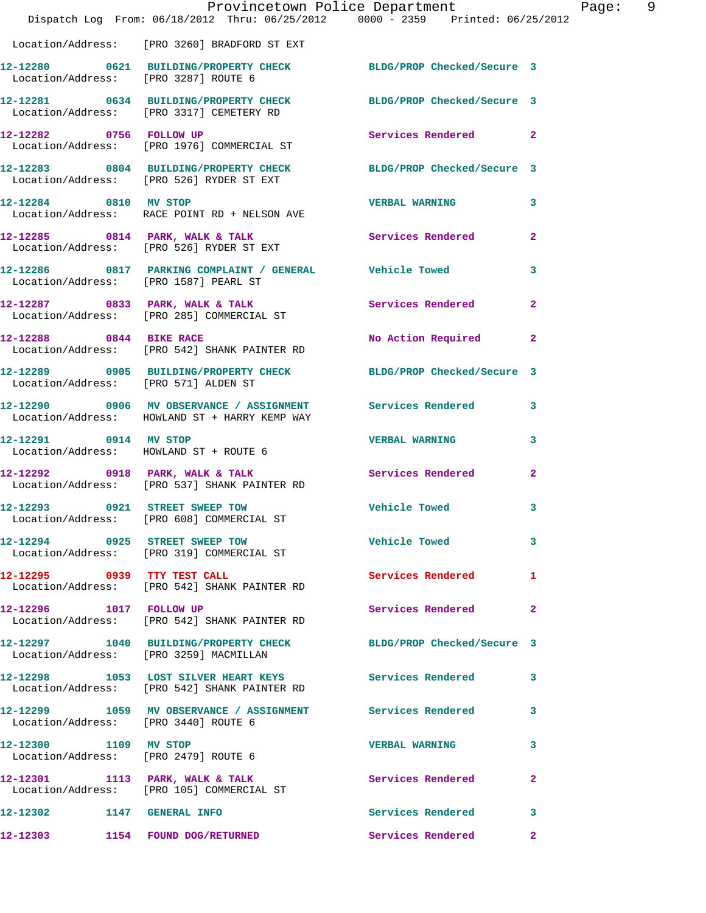Location/Address: [PRO 3260] BRADFORD ST EXT

12-12280 0621 BUILDING/PROPERTY CHECK BLDG/PROP Checked/Secure 3
Location/Address: [PRO 3287] ROUTE 6

12-12281 0634 BUILDING/PROPERTY CHECK BLDG/PROP Checked/Secure 3
Location/Address: [PRO 3317] CEMETERY RD

12-12282 0756 FOLLOW UP Services Rendered 2
Location/Address: [PRO 1976] COMMERCIAL ST

12-12283 0804 BUILDING/PROPERTY CHECK BLDG/PROP Checked/Secure 3
Location/Address: [PRO 526] RYDER ST EXT

12-12284 0810 MV STOP VERBAL WARNING 3
Location/Address: RACE POINT RD + NELSON AVE

12-12285 0814 PARK, WALK & TALK Services Rendered 2
Location/Address: [PRO 526] RYDER ST EXT

12-12286 0817 PARKING COMPLAINT / GENERAL Vehicle Towed 3
Location/Address: [PRO 1587] PEARL ST

12-12287 0833 PARK, WALK & TALK Services Rendered 2
Location/Address: [PRO 285] COMMERCIAL ST

12-12288 0844 BIKE RACE No Action Required 2
Location/Address: [PRO 542] SHANK PAINTER RD

12-12289 0905 BUILDING/PROPERTY CHECK BLDG/PROP Checked/Secure 3
Location/Address: [PRO 571] ALDEN ST

12-12290 0906 MV OBSERVANCE / ASSIGNMENT Services Rendered 3
Location/Address: HOWLAND ST + HARRY KEMP WAY

12-12291 0914 MV STOP VERBAL WARNING 3
Location/Address: HOWLAND ST + ROUTE 6

12-12292 0918 PARK, WALK & TALK Services Rendered 2
Location/Address: [PRO 537] SHANK PAINTER RD

12-12293 0921 STREET SWEEP TOW Vehicle Towed 3
Location/Address: [PRO 608] COMMERCIAL ST

12-12294 0925 STREET SWEEP TOW Vehicle Towed 3
Location/Address: [PRO 319] COMMERCIAL ST

12-12295 0939 TTY TEST CALL Services Rendered 1
Location/Address: [PRO 542] SHANK PAINTER RD

12-12296 1017 FOLLOW UP Services Rendered 2
Location/Address: [PRO 542] SHANK PAINTER RD

12-12297 1040 BUILDING/PROPERTY CHECK BLDG/PROP Checked/Secure 3
Location/Address: [PRO 3259] MACMILLAN

12-12298 1053 LOST SILVER HEART KEYS Services Rendered 3
Location/Address: [PRO 542] SHANK PAINTER RD

12-12299 1059 MV OBSERVANCE / ASSIGNMENT Services Rendered 3
Location/Address: [PRO 3440] ROUTE 6

12-12300 1109 MV STOP VERBAL WARNING 3
Location/Address: [PRO 2479] ROUTE 6

12-12301 1113 PARK, WALK & TALK Services Rendered 2
Location/Address: [PRO 105] COMMERCIAL ST

12-12302 1147 GENERAL INFO Services Rendered 3

12-12303 1154 FOUND DOG/RETURNED Services Rendered 2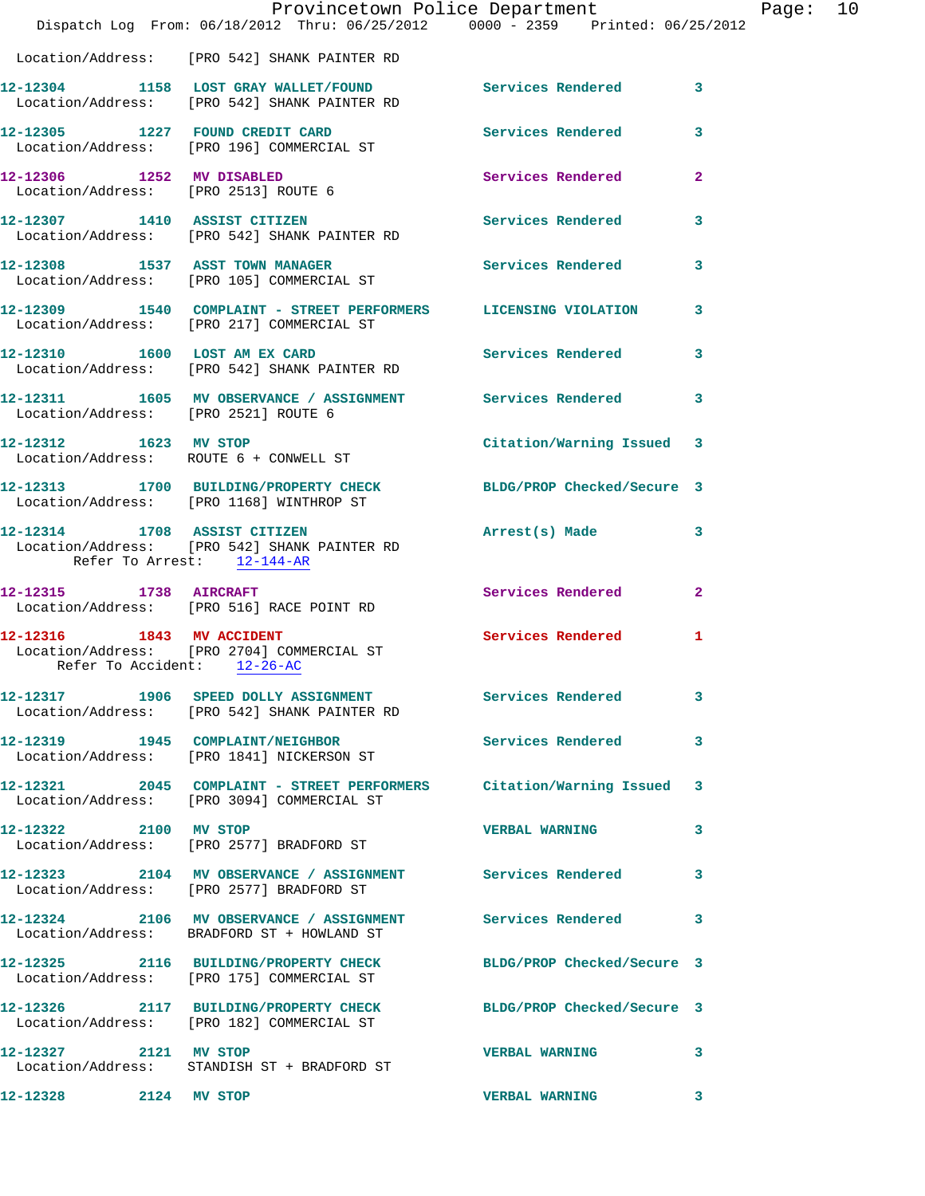Location/Address: [PRO 542] SHANK PAINTER RD

| Call # | Time | Call Reason | Action | Priority |
|---|---|---|---|---|
| 12-12304 | 1158 | LOST GRAY WALLET/FOUND | Services Rendered | 3 |
| | | Location/Address: [PRO 542] SHANK PAINTER RD | | |
| 12-12305 | 1227 | FOUND CREDIT CARD | Services Rendered | 3 |
| | | Location/Address: [PRO 196] COMMERCIAL ST | | |
| 12-12306 | 1252 | MV DISABLED | Services Rendered | 2 |
| | | Location/Address: [PRO 2513] ROUTE 6 | | |
| 12-12307 | 1410 | ASSIST CITIZEN | Services Rendered | 3 |
| | | Location/Address: [PRO 542] SHANK PAINTER RD | | |
| 12-12308 | 1537 | ASST TOWN MANAGER | Services Rendered | 3 |
| | | Location/Address: [PRO 105] COMMERCIAL ST | | |
| 12-12309 | 1540 | COMPLAINT - STREET PERFORMERS | LICENSING VIOLATION | 3 |
| | | Location/Address: [PRO 217] COMMERCIAL ST | | |
| 12-12310 | 1600 | LOST AM EX CARD | Services Rendered | 3 |
| | | Location/Address: [PRO 542] SHANK PAINTER RD | | |
| 12-12311 | 1605 | MV OBSERVANCE / ASSIGNMENT | Services Rendered | 3 |
| | | Location/Address: [PRO 2521] ROUTE 6 | | |
| 12-12312 | 1623 | MV STOP | Citation/Warning Issued | 3 |
| | | Location/Address: ROUTE 6 + CONWELL ST | | |
| 12-12313 | 1700 | BUILDING/PROPERTY CHECK | BLDG/PROP Checked/Secure | 3 |
| | | Location/Address: [PRO 1168] WINTHROP ST | | |
| 12-12314 | 1708 | ASSIST CITIZEN | Arrest(s) Made | 3 |
| | | Location/Address: [PRO 542] SHANK PAINTER RD; Refer To Arrest: 12-144-AR | | |
| 12-12315 | 1738 | AIRCRAFT | Services Rendered | 2 |
| | | Location/Address: [PRO 516] RACE POINT RD | | |
| 12-12316 | 1843 | MV ACCIDENT | Services Rendered | 1 |
| | | Location/Address: [PRO 2704] COMMERCIAL ST; Refer To Accident: 12-26-AC | | |
| 12-12317 | 1906 | SPEED DOLLY ASSIGNMENT | Services Rendered | 3 |
| | | Location/Address: [PRO 542] SHANK PAINTER RD | | |
| 12-12319 | 1945 | COMPLAINT/NEIGHBOR | Services Rendered | 3 |
| | | Location/Address: [PRO 1841] NICKERSON ST | | |
| 12-12321 | 2045 | COMPLAINT - STREET PERFORMERS | Citation/Warning Issued | 3 |
| | | Location/Address: [PRO 3094] COMMERCIAL ST | | |
| 12-12322 | 2100 | MV STOP | VERBAL WARNING | 3 |
| | | Location/Address: [PRO 2577] BRADFORD ST | | |
| 12-12323 | 2104 | MV OBSERVANCE / ASSIGNMENT | Services Rendered | 3 |
| | | Location/Address: [PRO 2577] BRADFORD ST | | |
| 12-12324 | 2106 | MV OBSERVANCE / ASSIGNMENT | Services Rendered | 3 |
| | | Location/Address: BRADFORD ST + HOWLAND ST | | |
| 12-12325 | 2116 | BUILDING/PROPERTY CHECK | BLDG/PROP Checked/Secure | 3 |
| | | Location/Address: [PRO 175] COMMERCIAL ST | | |
| 12-12326 | 2117 | BUILDING/PROPERTY CHECK | BLDG/PROP Checked/Secure | 3 |
| | | Location/Address: [PRO 182] COMMERCIAL ST | | |
| 12-12327 | 2121 | MV STOP | VERBAL WARNING | 3 |
| | | Location/Address: STANDISH ST + BRADFORD ST | | |
| 12-12328 | 2124 | MV STOP | VERBAL WARNING | 3 |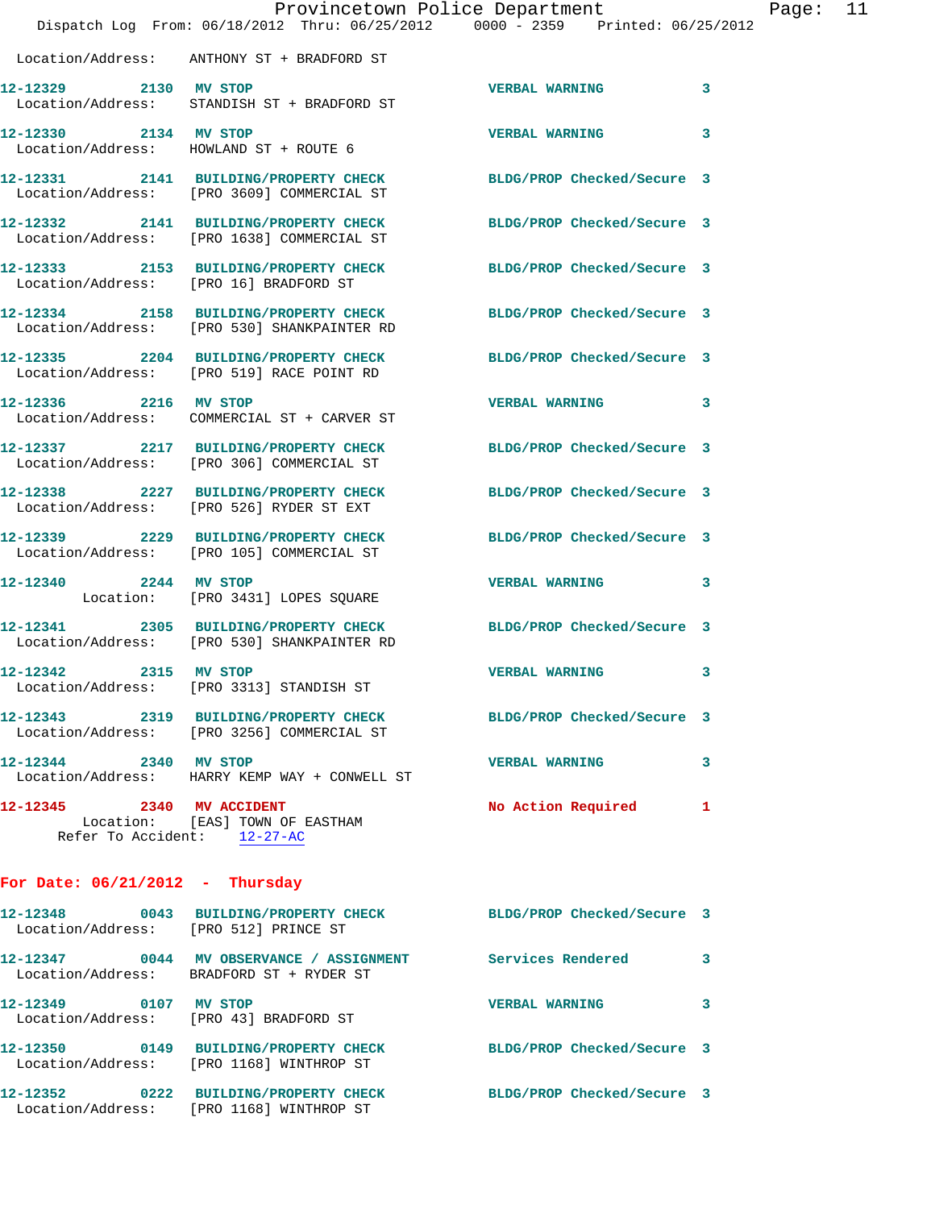Location/Address: ANTHONY ST + BRADFORD ST

**12-12329** 2130 **MV STOP** VERBAL WARNING 3
Location/Address: STANDISH ST + BRADFORD ST

**12-12330** 2134 **MV STOP** VERBAL WARNING 3
Location/Address: HOWLAND ST + ROUTE 6

**12-12331** 2141 **BUILDING/PROPERTY CHECK** BLDG/PROP Checked/Secure 3
Location/Address: [PRO 3609] COMMERCIAL ST

**12-12332** 2141 **BUILDING/PROPERTY CHECK** BLDG/PROP Checked/Secure 3
Location/Address: [PRO 1638] COMMERCIAL ST

**12-12333** 2153 **BUILDING/PROPERTY CHECK** BLDG/PROP Checked/Secure 3
Location/Address: [PRO 16] BRADFORD ST

**12-12334** 2158 **BUILDING/PROPERTY CHECK** BLDG/PROP Checked/Secure 3
Location/Address: [PRO 530] SHANKPAINTER RD

**12-12335** 2204 **BUILDING/PROPERTY CHECK** BLDG/PROP Checked/Secure 3
Location/Address: [PRO 519] RACE POINT RD

**12-12336** 2216 **MV STOP** VERBAL WARNING 3
Location/Address: COMMERCIAL ST + CARVER ST

**12-12337** 2217 **BUILDING/PROPERTY CHECK** BLDG/PROP Checked/Secure 3
Location/Address: [PRO 306] COMMERCIAL ST

**12-12338** 2227 **BUILDING/PROPERTY CHECK** BLDG/PROP Checked/Secure 3
Location/Address: [PRO 526] RYDER ST EXT

**12-12339** 2229 **BUILDING/PROPERTY CHECK** BLDG/PROP Checked/Secure 3
Location/Address: [PRO 105] COMMERCIAL ST

**12-12340** 2244 **MV STOP** VERBAL WARNING 3
Location: [PRO 3431] LOPES SQUARE

**12-12341** 2305 **BUILDING/PROPERTY CHECK** BLDG/PROP Checked/Secure 3
Location/Address: [PRO 530] SHANKPAINTER RD

**12-12342** 2315 **MV STOP** VERBAL WARNING 3
Location/Address: [PRO 3313] STANDISH ST

**12-12343** 2319 **BUILDING/PROPERTY CHECK** BLDG/PROP Checked/Secure 3
Location/Address: [PRO 3256] COMMERCIAL ST

**12-12344** 2340 **MV STOP** VERBAL WARNING 3
Location/Address: HARRY KEMP WAY + CONWELL ST

**12-12345** 2340 **MV ACCIDENT** No Action Required 1
Location: [EAS] TOWN OF EASTHAM
Refer To Accident: 12-27-AC

## For Date: 06/21/2012 - Thursday

**12-12348** 0043 **BUILDING/PROPERTY CHECK** BLDG/PROP Checked/Secure 3
Location/Address: [PRO 512] PRINCE ST

**12-12347** 0044 **MV OBSERVANCE / ASSIGNMENT** Services Rendered 3
Location/Address: BRADFORD ST + RYDER ST

**12-12349** 0107 **MV STOP** VERBAL WARNING 3
Location/Address: [PRO 43] BRADFORD ST

**12-12350** 0149 **BUILDING/PROPERTY CHECK** BLDG/PROP Checked/Secure 3
Location/Address: [PRO 1168] WINTHROP ST

**12-12352** 0222 **BUILDING/PROPERTY CHECK** BLDG/PROP Checked/Secure 3
Location/Address: [PRO 1168] WINTHROP ST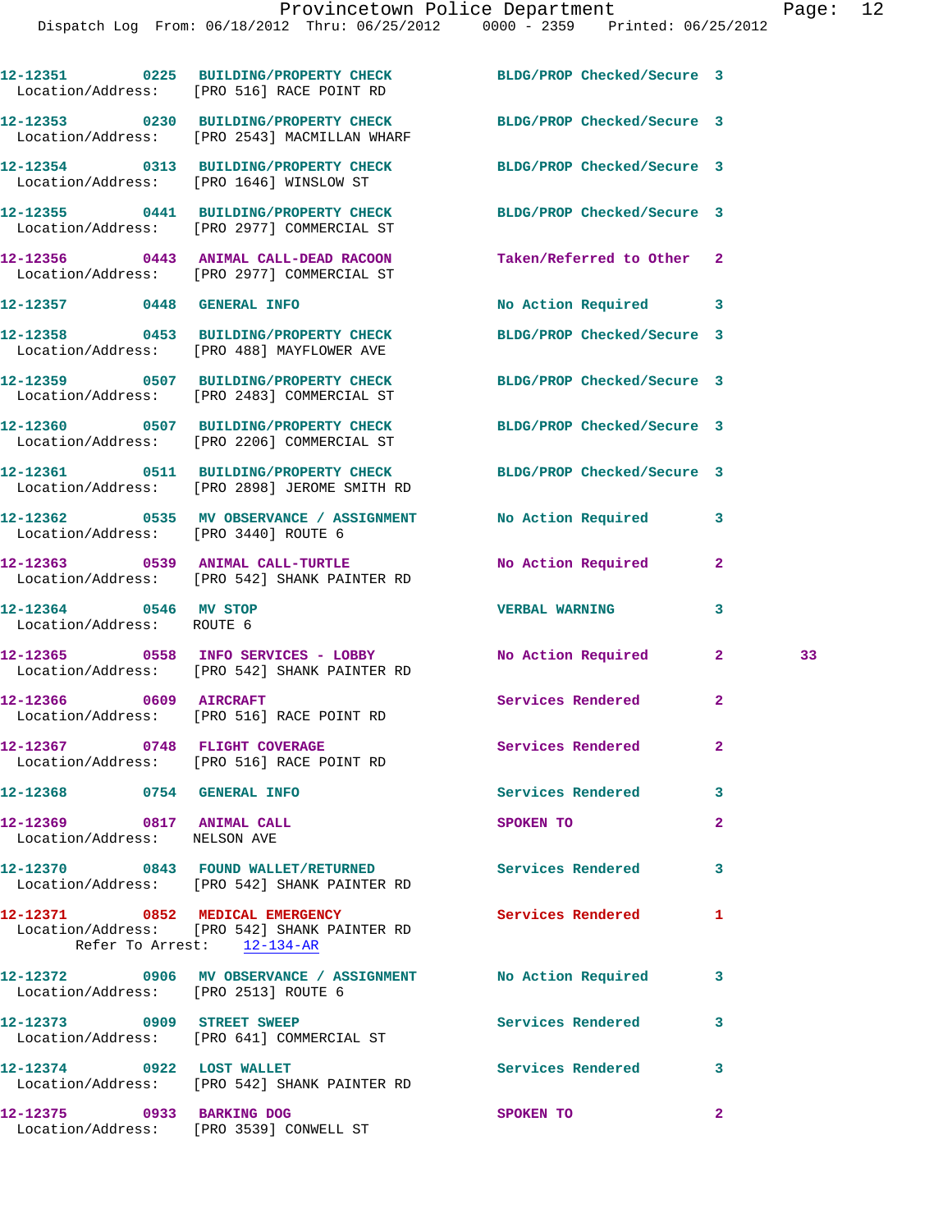12-12351 0225 BUILDING/PROPERTY CHECK BLDG/PROP Checked/Secure 3
Location/Address: [PRO 516] RACE POINT RD

12-12353 0230 BUILDING/PROPERTY CHECK BLDG/PROP Checked/Secure 3
Location/Address: [PRO 2543] MACMILLAN WHARF

12-12354 0313 BUILDING/PROPERTY CHECK BLDG/PROP Checked/Secure 3
Location/Address: [PRO 1646] WINSLOW ST

12-12355 0441 BUILDING/PROPERTY CHECK BLDG/PROP Checked/Secure 3
Location/Address: [PRO 2977] COMMERCIAL ST

12-12356 0443 ANIMAL CALL-DEAD RACOON Taken/Referred to Other 2
Location/Address: [PRO 2977] COMMERCIAL ST

12-12357 0448 GENERAL INFO No Action Required 3

12-12358 0453 BUILDING/PROPERTY CHECK BLDG/PROP Checked/Secure 3
Location/Address: [PRO 488] MAYFLOWER AVE

12-12359 0507 BUILDING/PROPERTY CHECK BLDG/PROP Checked/Secure 3
Location/Address: [PRO 2483] COMMERCIAL ST

12-12360 0507 BUILDING/PROPERTY CHECK BLDG/PROP Checked/Secure 3
Location/Address: [PRO 2206] COMMERCIAL ST

12-12361 0511 BUILDING/PROPERTY CHECK BLDG/PROP Checked/Secure 3
Location/Address: [PRO 2898] JEROME SMITH RD

12-12362 0535 MV OBSERVANCE / ASSIGNMENT No Action Required 3
Location/Address: [PRO 3440] ROUTE 6

12-12363 0539 ANIMAL CALL-TURTLE No Action Required 2
Location/Address: [PRO 542] SHANK PAINTER RD

12-12364 0546 MV STOP VERBAL WARNING 3
Location/Address: ROUTE 6

12-12365 0558 INFO SERVICES - LOBBY No Action Required 2 33
Location/Address: [PRO 542] SHANK PAINTER RD

12-12366 0609 AIRCRAFT Services Rendered 2
Location/Address: [PRO 516] RACE POINT RD

12-12367 0748 FLIGHT COVERAGE Services Rendered 2
Location/Address: [PRO 516] RACE POINT RD

12-12368 0754 GENERAL INFO Services Rendered 3

12-12369 0817 ANIMAL CALL SPOKEN TO 2
Location/Address: NELSON AVE

12-12370 0843 FOUND WALLET/RETURNED Services Rendered 3
Location/Address: [PRO 542] SHANK PAINTER RD

12-12371 0852 MEDICAL EMERGENCY Services Rendered 1
Location/Address: [PRO 542] SHANK PAINTER RD
Refer To Arrest: 12-134-AR

12-12372 0906 MV OBSERVANCE / ASSIGNMENT No Action Required 3
Location/Address: [PRO 2513] ROUTE 6

12-12373 0909 STREET SWEEP Services Rendered 3
Location/Address: [PRO 641] COMMERCIAL ST

12-12374 0922 LOST WALLET Services Rendered 3
Location/Address: [PRO 542] SHANK PAINTER RD

12-12375 0933 BARKING DOG SPOKEN TO 2
Location/Address: [PRO 3539] CONWELL ST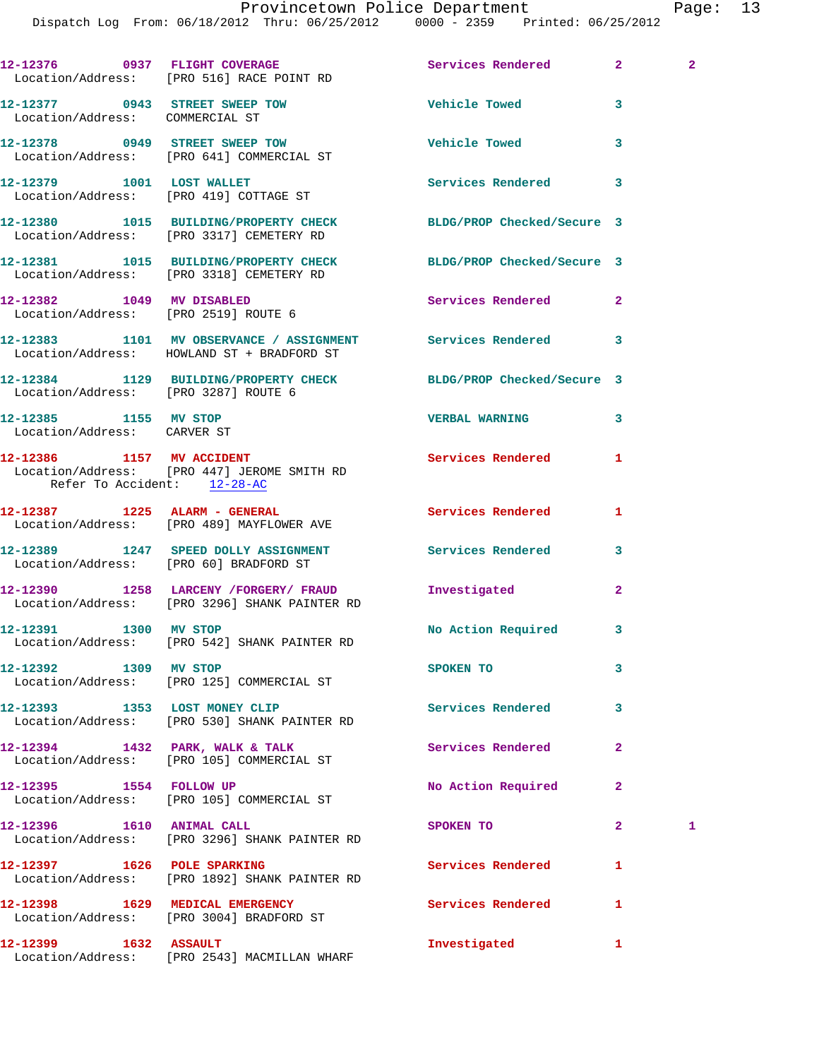12-12376 0937 FLIGHT COVERAGE Services Rendered 2 2
Location/Address: [PRO 516] RACE POINT RD

12-12377 0943 STREET SWEEP TOW Vehicle Towed 3
Location/Address: COMMERCIAL ST

12-12378 0949 STREET SWEEP TOW Vehicle Towed 3
Location/Address: [PRO 641] COMMERCIAL ST

12-12379 1001 LOST WALLET Services Rendered 3
Location/Address: [PRO 419] COTTAGE ST

12-12380 1015 BUILDING/PROPERTY CHECK BLDG/PROP Checked/Secure 3
Location/Address: [PRO 3317] CEMETERY RD

12-12381 1015 BUILDING/PROPERTY CHECK BLDG/PROP Checked/Secure 3
Location/Address: [PRO 3318] CEMETERY RD

12-12382 1049 MV DISABLED Services Rendered 2
Location/Address: [PRO 2519] ROUTE 6

12-12383 1101 MV OBSERVANCE / ASSIGNMENT Services Rendered 3
Location/Address: HOWLAND ST + BRADFORD ST

12-12384 1129 BUILDING/PROPERTY CHECK BLDG/PROP Checked/Secure 3
Location/Address: [PRO 3287] ROUTE 6

12-12385 1155 MV STOP VERBAL WARNING 3
Location/Address: CARVER ST

12-12386 1157 MV ACCIDENT Services Rendered 1
Location/Address: [PRO 447] JEROME SMITH RD
Refer To Accident: 12-28-AC

12-12387 1225 ALARM - GENERAL Services Rendered 1
Location/Address: [PRO 489] MAYFLOWER AVE

12-12389 1247 SPEED DOLLY ASSIGNMENT Services Rendered 3
Location/Address: [PRO 60] BRADFORD ST

12-12390 1258 LARCENY /FORGERY/ FRAUD Investigated 2
Location/Address: [PRO 3296] SHANK PAINTER RD

12-12391 1300 MV STOP No Action Required 3
Location/Address: [PRO 542] SHANK PAINTER RD

12-12392 1309 MV STOP SPOKEN TO 3
Location/Address: [PRO 125] COMMERCIAL ST

12-12393 1353 LOST MONEY CLIP Services Rendered 3
Location/Address: [PRO 530] SHANK PAINTER RD

12-12394 1432 PARK, WALK & TALK Services Rendered 2
Location/Address: [PRO 105] COMMERCIAL ST

12-12395 1554 FOLLOW UP No Action Required 2
Location/Address: [PRO 105] COMMERCIAL ST

12-12396 1610 ANIMAL CALL SPOKEN TO 2 1
Location/Address: [PRO 3296] SHANK PAINTER RD

12-12397 1626 POLE SPARKING Services Rendered 1
Location/Address: [PRO 1892] SHANK PAINTER RD

12-12398 1629 MEDICAL EMERGENCY Services Rendered 1
Location/Address: [PRO 3004] BRADFORD ST

12-12399 1632 ASSAULT Investigated 1
Location/Address: [PRO 2543] MACMILLAN WHARF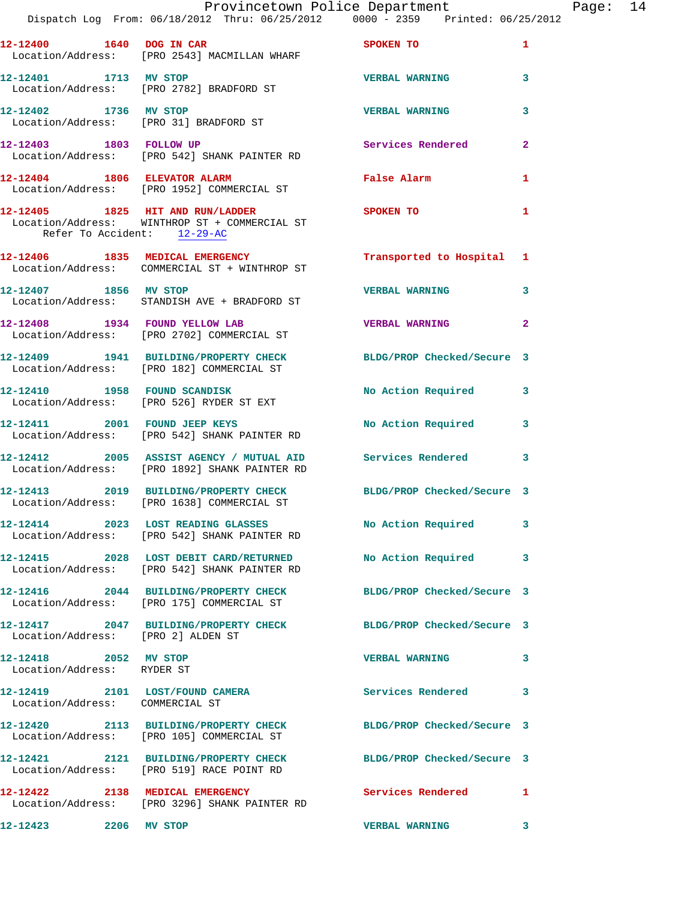12-12400 1640 DOG IN CAR SPOKEN TO 1
Location/Address: [PRO 2543] MACMILLAN WHARF

12-12401 1713 MV STOP VERBAL WARNING 3
Location/Address: [PRO 2782] BRADFORD ST

12-12402 1736 MV STOP VERBAL WARNING 3
Location/Address: [PRO 31] BRADFORD ST

12-12403 1803 FOLLOW UP Services Rendered 2
Location/Address: [PRO 542] SHANK PAINTER RD

12-12404 1806 ELEVATOR ALARM False Alarm 1
Location/Address: [PRO 1952] COMMERCIAL ST

12-12405 1825 HIT AND RUN/LADDER SPOKEN TO 1
Location/Address: WINTHROP ST + COMMERCIAL ST
Refer To Accident: 12-29-AC

12-12406 1835 MEDICAL EMERGENCY Transported to Hospital 1
Location/Address: COMMERCIAL ST + WINTHROP ST

12-12407 1856 MV STOP VERBAL WARNING 3
Location/Address: STANDISH AVE + BRADFORD ST

12-12408 1934 FOUND YELLOW LAB VERBAL WARNING 2
Location/Address: [PRO 2702] COMMERCIAL ST

12-12409 1941 BUILDING/PROPERTY CHECK BLDG/PROP Checked/Secure 3
Location/Address: [PRO 182] COMMERCIAL ST

12-12410 1958 FOUND SCANDISK No Action Required 3
Location/Address: [PRO 526] RYDER ST EXT

12-12411 2001 FOUND JEEP KEYS No Action Required 3
Location/Address: [PRO 542] SHANK PAINTER RD

12-12412 2005 ASSIST AGENCY / MUTUAL AID Services Rendered 3
Location/Address: [PRO 1892] SHANK PAINTER RD

12-12413 2019 BUILDING/PROPERTY CHECK BLDG/PROP Checked/Secure 3
Location/Address: [PRO 1638] COMMERCIAL ST

12-12414 2023 LOST READING GLASSES No Action Required 3
Location/Address: [PRO 542] SHANK PAINTER RD

12-12415 2028 LOST DEBIT CARD/RETURNED No Action Required 3
Location/Address: [PRO 542] SHANK PAINTER RD

12-12416 2044 BUILDING/PROPERTY CHECK BLDG/PROP Checked/Secure 3
Location/Address: [PRO 175] COMMERCIAL ST

12-12417 2047 BUILDING/PROPERTY CHECK BLDG/PROP Checked/Secure 3
Location/Address: [PRO 2] ALDEN ST

12-12418 2052 MV STOP VERBAL WARNING 3
Location/Address: RYDER ST

12-12419 2101 LOST/FOUND CAMERA Services Rendered 3
Location/Address: COMMERCIAL ST

12-12420 2113 BUILDING/PROPERTY CHECK BLDG/PROP Checked/Secure 3
Location/Address: [PRO 105] COMMERCIAL ST

12-12421 2121 BUILDING/PROPERTY CHECK BLDG/PROP Checked/Secure 3
Location/Address: [PRO 519] RACE POINT RD

12-12422 2138 MEDICAL EMERGENCY Services Rendered 1
Location/Address: [PRO 3296] SHANK PAINTER RD

12-12423 2206 MV STOP VERBAL WARNING 3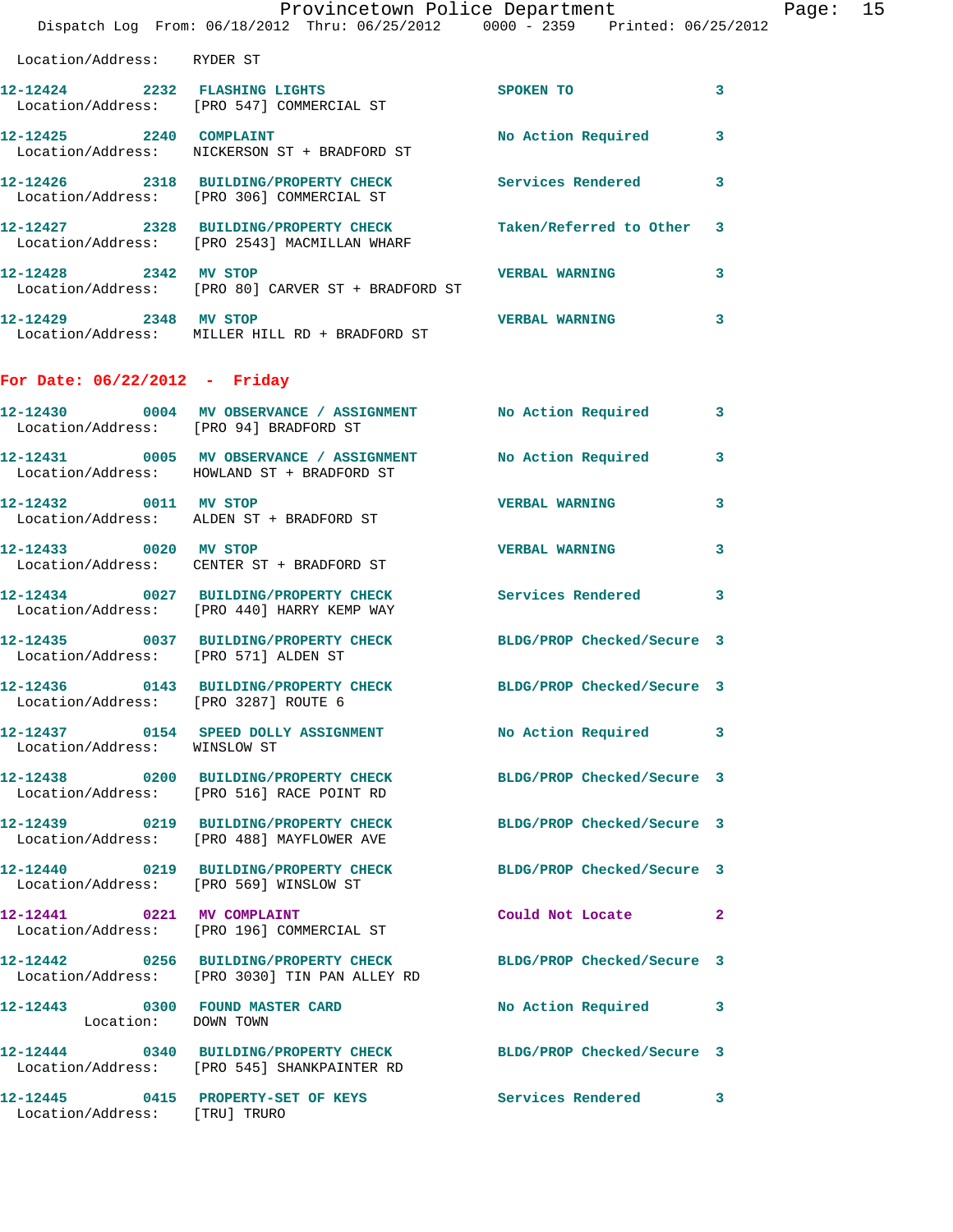Location/Address: RYDER ST

| Call # | Time | Call Type | Disposition | Priority |
|---|---|---|---|---|
| 12-12424 | 2232 | FLASHING LIGHTS | SPOKEN TO | 3 |
| | | Location/Address: [PRO 547] COMMERCIAL ST | | |
| 12-12425 | 2240 | COMPLAINT | No Action Required | 3 |
| | | Location/Address: NICKERSON ST + BRADFORD ST | | |
| 12-12426 | 2318 | BUILDING/PROPERTY CHECK | Services Rendered | 3 |
| | | Location/Address: [PRO 306] COMMERCIAL ST | | |
| 12-12427 | 2328 | BUILDING/PROPERTY CHECK | Taken/Referred to Other | 3 |
| | | Location/Address: [PRO 2543] MACMILLAN WHARF | | |
| 12-12428 | 2342 | MV STOP | VERBAL WARNING | 3 |
| | | Location/Address: [PRO 80] CARVER ST + BRADFORD ST | | |
| 12-12429 | 2348 | MV STOP | VERBAL WARNING | 3 |
| | | Location/Address: MILLER HILL RD + BRADFORD ST | | |

## For Date: 06/22/2012 - Friday

| Call # | Time | Call Type | Disposition | Priority |
|---|---|---|---|---|
| 12-12430 | 0004 | MV OBSERVANCE / ASSIGNMENT | No Action Required | 3 |
| | | Location/Address: [PRO 94] BRADFORD ST | | |
| 12-12431 | 0005 | MV OBSERVANCE / ASSIGNMENT | No Action Required | 3 |
| | | Location/Address: HOWLAND ST + BRADFORD ST | | |
| 12-12432 | 0011 | MV STOP | VERBAL WARNING | 3 |
| | | Location/Address: ALDEN ST + BRADFORD ST | | |
| 12-12433 | 0020 | MV STOP | VERBAL WARNING | 3 |
| | | Location/Address: CENTER ST + BRADFORD ST | | |
| 12-12434 | 0027 | BUILDING/PROPERTY CHECK | Services Rendered | 3 |
| | | Location/Address: [PRO 440] HARRY KEMP WAY | | |
| 12-12435 | 0037 | BUILDING/PROPERTY CHECK | BLDG/PROP Checked/Secure | 3 |
| | | Location/Address: [PRO 571] ALDEN ST | | |
| 12-12436 | 0143 | BUILDING/PROPERTY CHECK | BLDG/PROP Checked/Secure | 3 |
| | | Location/Address: [PRO 3287] ROUTE 6 | | |
| 12-12437 | 0154 | SPEED DOLLY ASSIGNMENT | No Action Required | 3 |
| | | Location/Address: WINSLOW ST | | |
| 12-12438 | 0200 | BUILDING/PROPERTY CHECK | BLDG/PROP Checked/Secure | 3 |
| | | Location/Address: [PRO 516] RACE POINT RD | | |
| 12-12439 | 0219 | BUILDING/PROPERTY CHECK | BLDG/PROP Checked/Secure | 3 |
| | | Location/Address: [PRO 488] MAYFLOWER AVE | | |
| 12-12440 | 0219 | BUILDING/PROPERTY CHECK | BLDG/PROP Checked/Secure | 3 |
| | | Location/Address: [PRO 569] WINSLOW ST | | |
| 12-12441 | 0221 | MV COMPLAINT | Could Not Locate | 2 |
| | | Location/Address: [PRO 196] COMMERCIAL ST | | |
| 12-12442 | 0256 | BUILDING/PROPERTY CHECK | BLDG/PROP Checked/Secure | 3 |
| | | Location/Address: [PRO 3030] TIN PAN ALLEY RD | | |
| 12-12443 | 0300 | FOUND MASTER CARD | No Action Required | 3 |
| | | Location: DOWN TOWN | | |
| 12-12444 | 0340 | BUILDING/PROPERTY CHECK | BLDG/PROP Checked/Secure | 3 |
| | | Location/Address: [PRO 545] SHANKPAINTER RD | | |
| 12-12445 | 0415 | PROPERTY-SET OF KEYS | Services Rendered | 3 |
| | | Location/Address: [TRU] TRURO | | |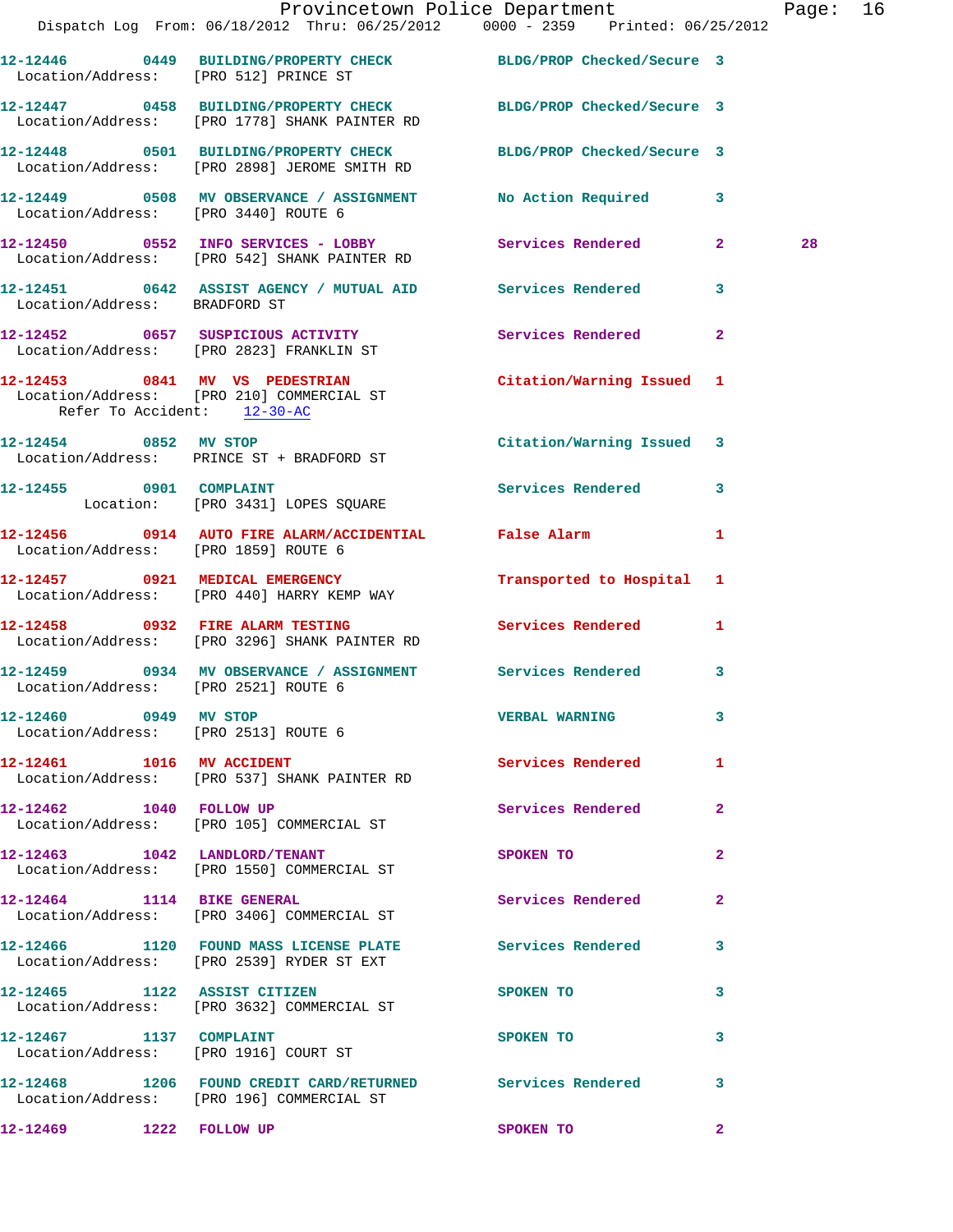12-12446 0449 BUILDING/PROPERTY CHECK BLDG/PROP Checked/Secure 3
Location/Address: [PRO 512] PRINCE ST

12-12447 0458 BUILDING/PROPERTY CHECK BLDG/PROP Checked/Secure 3
Location/Address: [PRO 1778] SHANK PAINTER RD

12-12448 0501 BUILDING/PROPERTY CHECK BLDG/PROP Checked/Secure 3
Location/Address: [PRO 2898] JEROME SMITH RD

12-12449 0508 MV OBSERVANCE / ASSIGNMENT No Action Required 3
Location/Address: [PRO 3440] ROUTE 6

12-12450 0552 INFO SERVICES - LOBBY Services Rendered 2 28
Location/Address: [PRO 542] SHANK PAINTER RD

12-12451 0642 ASSIST AGENCY / MUTUAL AID Services Rendered 3
Location/Address: BRADFORD ST

12-12452 0657 SUSPICIOUS ACTIVITY Services Rendered 2
Location/Address: [PRO 2823] FRANKLIN ST

12-12453 0841 MV VS PEDESTRIAN Citation/Warning Issued 1
Location/Address: [PRO 210] COMMERCIAL ST
Refer To Accident: 12-30-AC

12-12454 0852 MV STOP Citation/Warning Issued 3
Location/Address: PRINCE ST + BRADFORD ST

12-12455 0901 COMPLAINT Services Rendered 3
Location: [PRO 3431] LOPES SQUARE

12-12456 0914 AUTO FIRE ALARM/ACCIDENTIAL False Alarm 1
Location/Address: [PRO 1859] ROUTE 6

12-12457 0921 MEDICAL EMERGENCY Transported to Hospital 1
Location/Address: [PRO 440] HARRY KEMP WAY

12-12458 0932 FIRE ALARM TESTING Services Rendered 1
Location/Address: [PRO 3296] SHANK PAINTER RD

12-12459 0934 MV OBSERVANCE / ASSIGNMENT Services Rendered 3
Location/Address: [PRO 2521] ROUTE 6

12-12460 0949 MV STOP VERBAL WARNING 3
Location/Address: [PRO 2513] ROUTE 6

12-12461 1016 MV ACCIDENT Services Rendered 1
Location/Address: [PRO 537] SHANK PAINTER RD

12-12462 1040 FOLLOW UP Services Rendered 2
Location/Address: [PRO 105] COMMERCIAL ST

12-12463 1042 LANDLORD/TENANT SPOKEN TO 2
Location/Address: [PRO 1550] COMMERCIAL ST

12-12464 1114 BIKE GENERAL Services Rendered 2
Location/Address: [PRO 3406] COMMERCIAL ST

12-12466 1120 FOUND MASS LICENSE PLATE Services Rendered 3
Location/Address: [PRO 2539] RYDER ST EXT

12-12465 1122 ASSIST CITIZEN SPOKEN TO 3
Location/Address: [PRO 3632] COMMERCIAL ST

12-12467 1137 COMPLAINT SPOKEN TO 3
Location/Address: [PRO 1916] COURT ST

12-12468 1206 FOUND CREDIT CARD/RETURNED Services Rendered 3
Location/Address: [PRO 196] COMMERCIAL ST

12-12469 1222 FOLLOW UP SPOKEN TO 2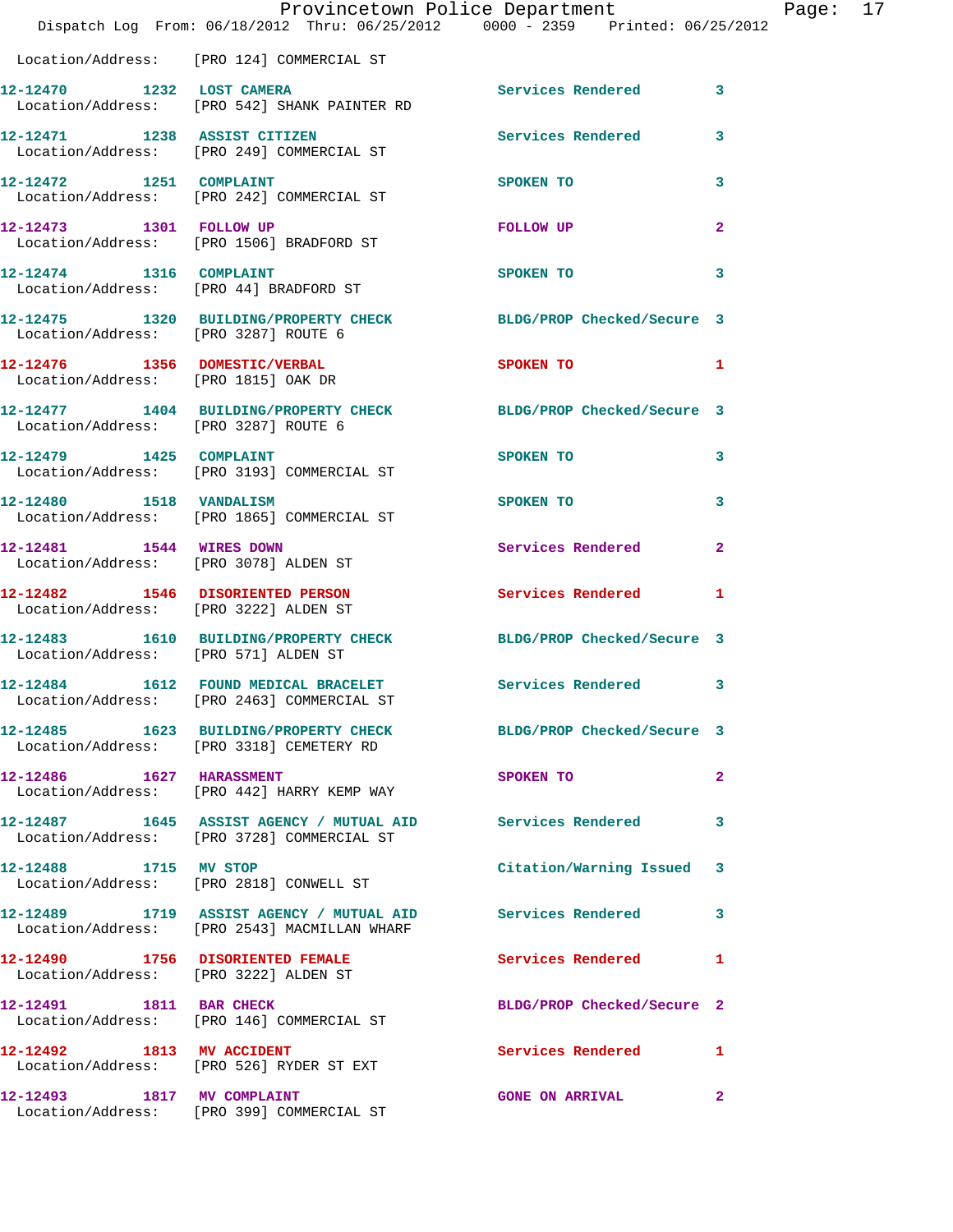Location/Address: [PRO 124] COMMERCIAL ST

| Call # | Time | Call Reason | Action | Priority |
|---|---|---|---|---|
| 12-12470 | 1232 | LOST CAMERA | Services Rendered | 3 |
| | | Location/Address: [PRO 542] SHANK PAINTER RD | | |
| 12-12471 | 1238 | ASSIST CITIZEN | Services Rendered | 3 |
| | | Location/Address: [PRO 249] COMMERCIAL ST | | |
| 12-12472 | 1251 | COMPLAINT | SPOKEN TO | 3 |
| | | Location/Address: [PRO 242] COMMERCIAL ST | | |
| 12-12473 | 1301 | FOLLOW UP | FOLLOW UP | 2 |
| | | Location/Address: [PRO 1506] BRADFORD ST | | |
| 12-12474 | 1316 | COMPLAINT | SPOKEN TO | 3 |
| | | Location/Address: [PRO 44] BRADFORD ST | | |
| 12-12475 | 1320 | BUILDING/PROPERTY CHECK | BLDG/PROP Checked/Secure | 3 |
| | | Location/Address: [PRO 3287] ROUTE 6 | | |
| 12-12476 | 1356 | DOMESTIC/VERBAL | SPOKEN TO | 1 |
| | | Location/Address: [PRO 1815] OAK DR | | |
| 12-12477 | 1404 | BUILDING/PROPERTY CHECK | BLDG/PROP Checked/Secure | 3 |
| | | Location/Address: [PRO 3287] ROUTE 6 | | |
| 12-12479 | 1425 | COMPLAINT | SPOKEN TO | 3 |
| | | Location/Address: [PRO 3193] COMMERCIAL ST | | |
| 12-12480 | 1518 | VANDALISM | SPOKEN TO | 3 |
| | | Location/Address: [PRO 1865] COMMERCIAL ST | | |
| 12-12481 | 1544 | WIRES DOWN | Services Rendered | 2 |
| | | Location/Address: [PRO 3078] ALDEN ST | | |
| 12-12482 | 1546 | DISORIENTED PERSON | Services Rendered | 1 |
| | | Location/Address: [PRO 3222] ALDEN ST | | |
| 12-12483 | 1610 | BUILDING/PROPERTY CHECK | BLDG/PROP Checked/Secure | 3 |
| | | Location/Address: [PRO 571] ALDEN ST | | |
| 12-12484 | 1612 | FOUND MEDICAL BRACELET | Services Rendered | 3 |
| | | Location/Address: [PRO 2463] COMMERCIAL ST | | |
| 12-12485 | 1623 | BUILDING/PROPERTY CHECK | BLDG/PROP Checked/Secure | 3 |
| | | Location/Address: [PRO 3318] CEMETERY RD | | |
| 12-12486 | 1627 | HARASSMENT | SPOKEN TO | 2 |
| | | Location/Address: [PRO 442] HARRY KEMP WAY | | |
| 12-12487 | 1645 | ASSIST AGENCY / MUTUAL AID | Services Rendered | 3 |
| | | Location/Address: [PRO 3728] COMMERCIAL ST | | |
| 12-12488 | 1715 | MV STOP | Citation/Warning Issued | 3 |
| | | Location/Address: [PRO 2818] CONWELL ST | | |
| 12-12489 | 1719 | ASSIST AGENCY / MUTUAL AID | Services Rendered | 3 |
| | | Location/Address: [PRO 2543] MACMILLAN WHARF | | |
| 12-12490 | 1756 | DISORIENTED FEMALE | Services Rendered | 1 |
| | | Location/Address: [PRO 3222] ALDEN ST | | |
| 12-12491 | 1811 | BAR CHECK | BLDG/PROP Checked/Secure | 2 |
| | | Location/Address: [PRO 146] COMMERCIAL ST | | |
| 12-12492 | 1813 | MV ACCIDENT | Services Rendered | 1 |
| | | Location/Address: [PRO 526] RYDER ST EXT | | |
| 12-12493 | 1817 | MV COMPLAINT | GONE ON ARRIVAL | 2 |
| | | Location/Address: [PRO 399] COMMERCIAL ST | | |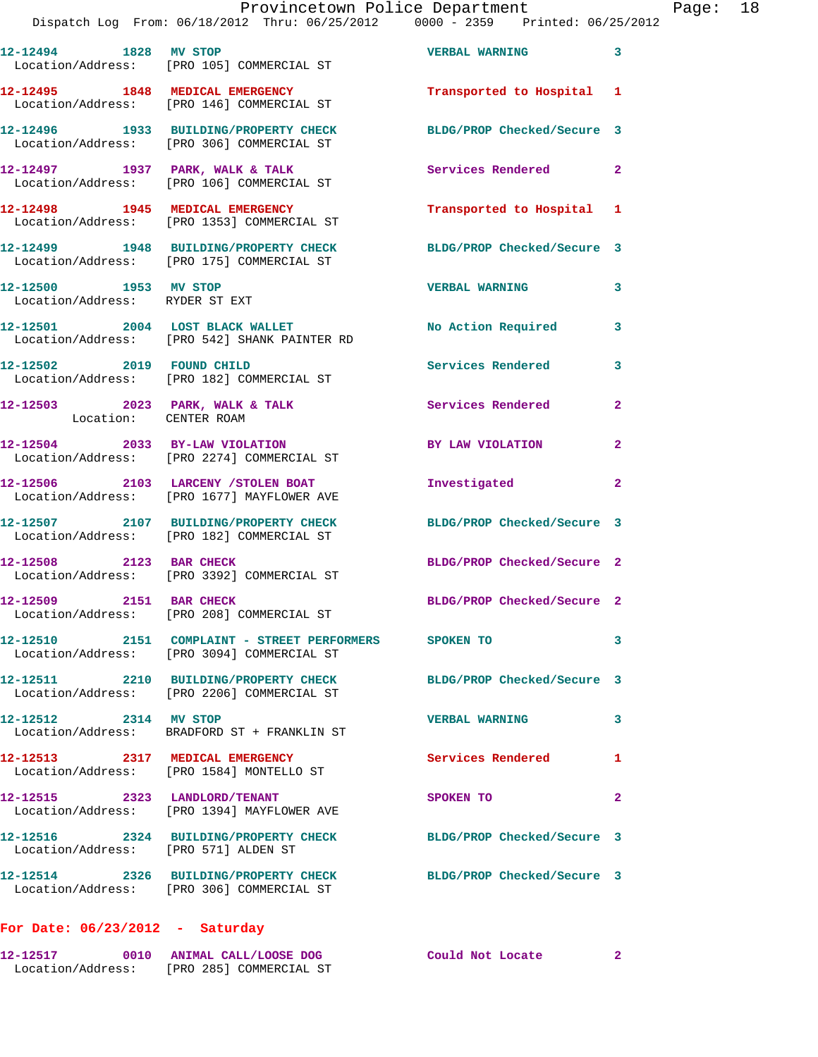12-12494 1828 MV STOP VERBAL WARNING 3
Location/Address: [PRO 105] COMMERCIAL ST

12-12495 1848 MEDICAL EMERGENCY Transported to Hospital 1
Location/Address: [PRO 146] COMMERCIAL ST

12-12496 1933 BUILDING/PROPERTY CHECK BLDG/PROP Checked/Secure 3
Location/Address: [PRO 306] COMMERCIAL ST

12-12497 1937 PARK, WALK & TALK Services Rendered 2
Location/Address: [PRO 106] COMMERCIAL ST

12-12498 1945 MEDICAL EMERGENCY Transported to Hospital 1
Location/Address: [PRO 1353] COMMERCIAL ST

12-12499 1948 BUILDING/PROPERTY CHECK BLDG/PROP Checked/Secure 3
Location/Address: [PRO 175] COMMERCIAL ST

12-12500 1953 MV STOP VERBAL WARNING 3
Location/Address: RYDER ST EXT

12-12501 2004 LOST BLACK WALLET No Action Required 3
Location/Address: [PRO 542] SHANK PAINTER RD

12-12502 2019 FOUND CHILD Services Rendered 3
Location/Address: [PRO 182] COMMERCIAL ST

12-12503 2023 PARK, WALK & TALK Services Rendered 2
Location: CENTER ROAM

12-12504 2033 BY-LAW VIOLATION BY LAW VIOLATION 2
Location/Address: [PRO 2274] COMMERCIAL ST

12-12506 2103 LARCENY /STOLEN BOAT Investigated 2
Location/Address: [PRO 1677] MAYFLOWER AVE

12-12507 2107 BUILDING/PROPERTY CHECK BLDG/PROP Checked/Secure 3
Location/Address: [PRO 182] COMMERCIAL ST

12-12508 2123 BAR CHECK BLDG/PROP Checked/Secure 2
Location/Address: [PRO 3392] COMMERCIAL ST

12-12509 2151 BAR CHECK BLDG/PROP Checked/Secure 2
Location/Address: [PRO 208] COMMERCIAL ST

12-12510 2151 COMPLAINT - STREET PERFORMERS SPOKEN TO 3
Location/Address: [PRO 3094] COMMERCIAL ST

12-12511 2210 BUILDING/PROPERTY CHECK BLDG/PROP Checked/Secure 3
Location/Address: [PRO 2206] COMMERCIAL ST

12-12512 2314 MV STOP VERBAL WARNING 3
Location/Address: BRADFORD ST + FRANKLIN ST

12-12513 2317 MEDICAL EMERGENCY Services Rendered 1
Location/Address: [PRO 1584] MONTELLO ST

12-12515 2323 LANDLORD/TENANT SPOKEN TO 2
Location/Address: [PRO 1394] MAYFLOWER AVE

12-12516 2324 BUILDING/PROPERTY CHECK BLDG/PROP Checked/Secure 3
Location/Address: [PRO 571] ALDEN ST

12-12514 2326 BUILDING/PROPERTY CHECK BLDG/PROP Checked/Secure 3
Location/Address: [PRO 306] COMMERCIAL ST

**For Date: 06/23/2012 - Saturday**

12-12517 0010 ANIMAL CALL/LOOSE DOG Could Not Locate 2
Location/Address: [PRO 285] COMMERCIAL ST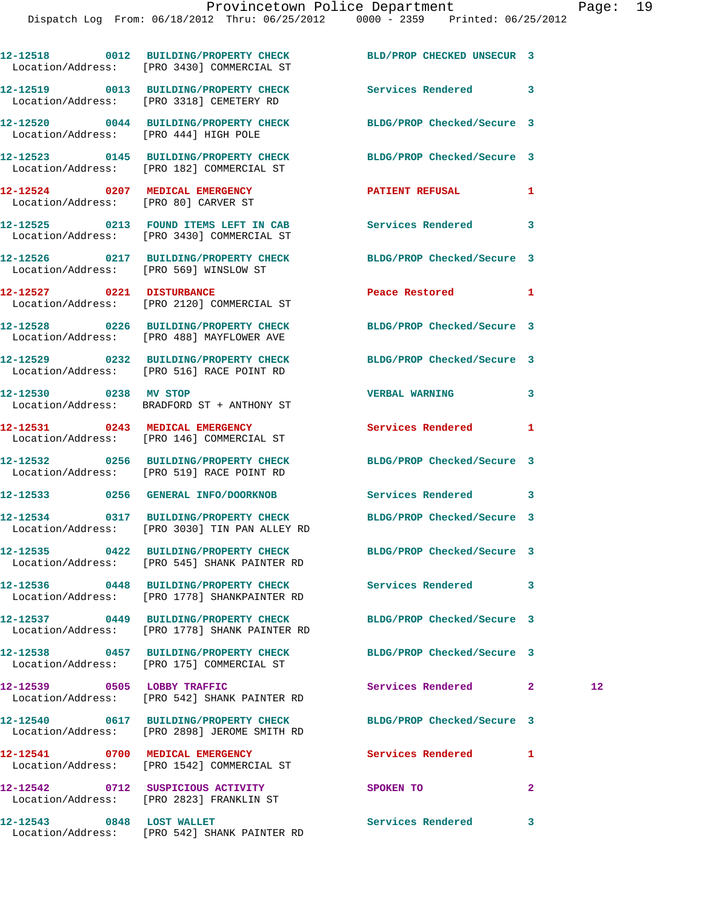12-12518 0012 BUILDING/PROPERTY CHECK BLD/PROP CHECKED UNSECUR 3
Location/Address: [PRO 3430] COMMERCIAL ST

12-12519 0013 BUILDING/PROPERTY CHECK Services Rendered 3
Location/Address: [PRO 3318] CEMETERY RD

12-12520 0044 BUILDING/PROPERTY CHECK BLDG/PROP Checked/Secure 3
Location/Address: [PRO 444] HIGH POLE

12-12523 0145 BUILDING/PROPERTY CHECK BLDG/PROP Checked/Secure 3
Location/Address: [PRO 182] COMMERCIAL ST

12-12524 0207 MEDICAL EMERGENCY PATIENT REFUSAL 1
Location/Address: [PRO 80] CARVER ST

12-12525 0213 FOUND ITEMS LEFT IN CAB Services Rendered 3
Location/Address: [PRO 3430] COMMERCIAL ST

12-12526 0217 BUILDING/PROPERTY CHECK BLDG/PROP Checked/Secure 3
Location/Address: [PRO 569] WINSLOW ST

12-12527 0221 DISTURBANCE Peace Restored 1
Location/Address: [PRO 2120] COMMERCIAL ST

12-12528 0226 BUILDING/PROPERTY CHECK BLDG/PROP Checked/Secure 3
Location/Address: [PRO 488] MAYFLOWER AVE

12-12529 0232 BUILDING/PROPERTY CHECK BLDG/PROP Checked/Secure 3
Location/Address: [PRO 516] RACE POINT RD

12-12530 0238 MV STOP VERBAL WARNING 3
Location/Address: BRADFORD ST + ANTHONY ST

12-12531 0243 MEDICAL EMERGENCY Services Rendered 1
Location/Address: [PRO 146] COMMERCIAL ST

12-12532 0256 BUILDING/PROPERTY CHECK BLDG/PROP Checked/Secure 3
Location/Address: [PRO 519] RACE POINT RD

12-12533 0256 GENERAL INFO/DOORKNOB Services Rendered 3

12-12534 0317 BUILDING/PROPERTY CHECK BLDG/PROP Checked/Secure 3
Location/Address: [PRO 3030] TIN PAN ALLEY RD

12-12535 0422 BUILDING/PROPERTY CHECK BLDG/PROP Checked/Secure 3
Location/Address: [PRO 545] SHANK PAINTER RD

12-12536 0448 BUILDING/PROPERTY CHECK Services Rendered 3
Location/Address: [PRO 1778] SHANKPAINTER RD

12-12537 0449 BUILDING/PROPERTY CHECK BLDG/PROP Checked/Secure 3
Location/Address: [PRO 1778] SHANK PAINTER RD

12-12538 0457 BUILDING/PROPERTY CHECK BLDG/PROP Checked/Secure 3
Location/Address: [PRO 175] COMMERCIAL ST

12-12539 0505 LOBBY TRAFFIC Services Rendered 2 12
Location/Address: [PRO 542] SHANK PAINTER RD

12-12540 0617 BUILDING/PROPERTY CHECK BLDG/PROP Checked/Secure 3
Location/Address: [PRO 2898] JEROME SMITH RD

12-12541 0700 MEDICAL EMERGENCY Services Rendered 1
Location/Address: [PRO 1542] COMMERCIAL ST

12-12542 0712 SUSPICIOUS ACTIVITY SPOKEN TO 2
Location/Address: [PRO 2823] FRANKLIN ST

12-12543 0848 LOST WALLET Services Rendered 3
Location/Address: [PRO 542] SHANK PAINTER RD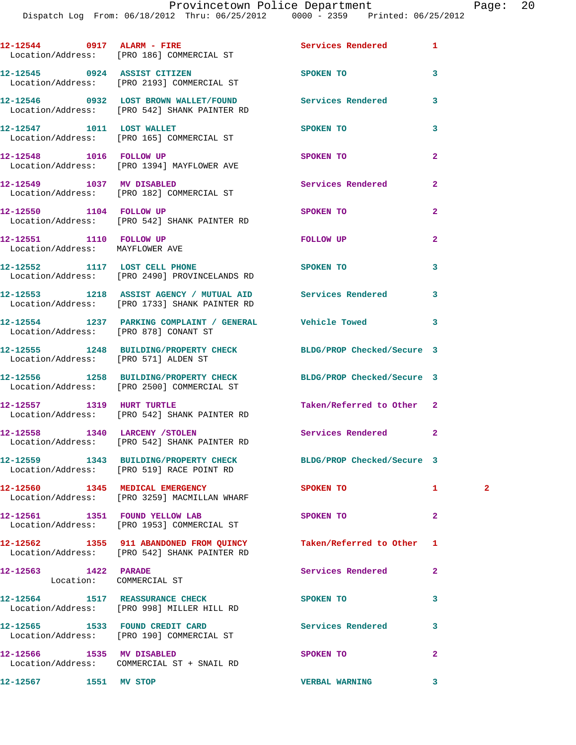12-12544 0917 ALARM - FIRE Services Rendered 1
Location/Address: [PRO 186] COMMERCIAL ST

12-12545 0924 ASSIST CITIZEN SPOKEN TO 3
Location/Address: [PRO 2193] COMMERCIAL ST

12-12546 0932 LOST BROWN WALLET/FOUND Services Rendered 3
Location/Address: [PRO 542] SHANK PAINTER RD

12-12547 1011 LOST WALLET SPOKEN TO 3
Location/Address: [PRO 165] COMMERCIAL ST

12-12548 1016 FOLLOW UP SPOKEN TO 2
Location/Address: [PRO 1394] MAYFLOWER AVE

12-12549 1037 MV DISABLED Services Rendered 2
Location/Address: [PRO 182] COMMERCIAL ST

12-12550 1104 FOLLOW UP SPOKEN TO 2
Location/Address: [PRO 542] SHANK PAINTER RD

12-12551 1110 FOLLOW UP FOLLOW UP 2
Location/Address: MAYFLOWER AVE

12-12552 1117 LOST CELL PHONE SPOKEN TO 3
Location/Address: [PRO 2490] PROVINCELANDS RD

12-12553 1218 ASSIST AGENCY / MUTUAL AID Services Rendered 3
Location/Address: [PRO 1733] SHANK PAINTER RD

12-12554 1237 PARKING COMPLAINT / GENERAL Vehicle Towed 3
Location/Address: [PRO 878] CONANT ST

12-12555 1248 BUILDING/PROPERTY CHECK BLDG/PROP Checked/Secure 3
Location/Address: [PRO 571] ALDEN ST

12-12556 1258 BUILDING/PROPERTY CHECK BLDG/PROP Checked/Secure 3
Location/Address: [PRO 2500] COMMERCIAL ST

12-12557 1319 HURT TURTLE Taken/Referred to Other 2
Location/Address: [PRO 542] SHANK PAINTER RD

12-12558 1340 LARCENY /STOLEN Services Rendered 2
Location/Address: [PRO 542] SHANK PAINTER RD

12-12559 1343 BUILDING/PROPERTY CHECK BLDG/PROP Checked/Secure 3
Location/Address: [PRO 519] RACE POINT RD

12-12560 1345 MEDICAL EMERGENCY SPOKEN TO 1 2
Location/Address: [PRO 3259] MACMILLAN WHARF

12-12561 1351 FOUND YELLOW LAB SPOKEN TO 2
Location/Address: [PRO 1953] COMMERCIAL ST

12-12562 1355 911 ABANDONED FROM QUINCY Taken/Referred to Other 1
Location/Address: [PRO 542] SHANK PAINTER RD

12-12563 1422 PARADE Services Rendered 2
Location: COMMERCIAL ST

12-12564 1517 REASSURANCE CHECK SPOKEN TO 3
Location/Address: [PRO 998] MILLER HILL RD

12-12565 1533 FOUND CREDIT CARD Services Rendered 3
Location/Address: [PRO 190] COMMERCIAL ST

12-12566 1535 MV DISABLED SPOKEN TO 2
Location/Address: COMMERCIAL ST + SNAIL RD

12-12567 1551 MV STOP VERBAL WARNING 3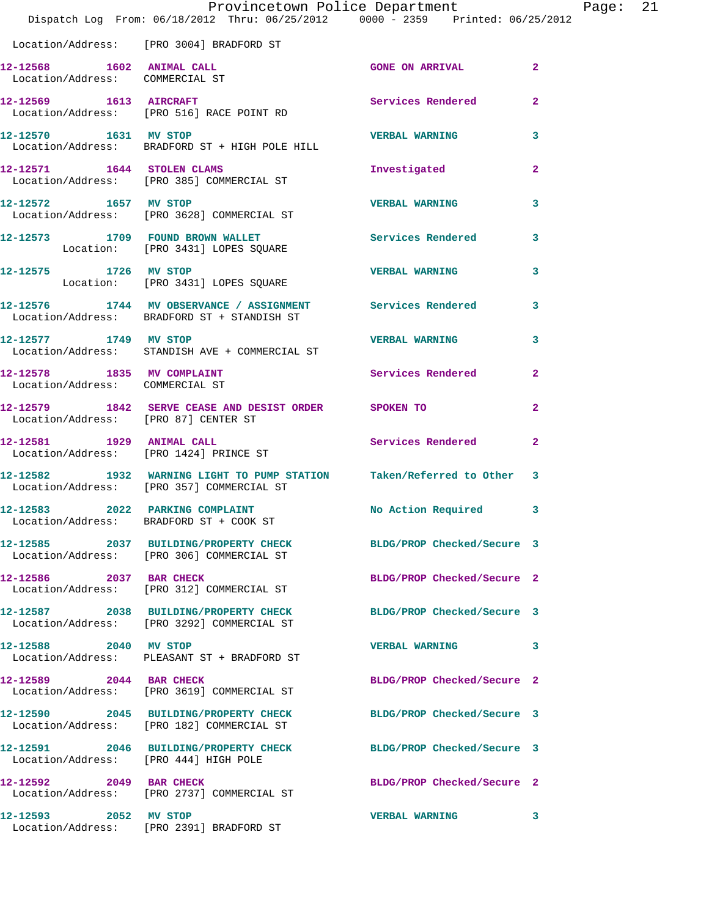Location/Address: [PRO 3004] BRADFORD ST

| Call Number | Time | Call Reason | Action | Priority |
|---|---|---|---|---|
| 12-12568 | 1602 | ANIMAL CALL | GONE ON ARRIVAL | 2 |
| | | Location/Address: COMMERCIAL ST | | |
| 12-12569 | 1613 | AIRCRAFT | Services Rendered | 2 |
| | | Location/Address: [PRO 516] RACE POINT RD | | |
| 12-12570 | 1631 | MV STOP | VERBAL WARNING | 3 |
| | | Location/Address: BRADFORD ST + HIGH POLE HILL | | |
| 12-12571 | 1644 | STOLEN CLAMS | Investigated | 2 |
| | | Location/Address: [PRO 385] COMMERCIAL ST | | |
| 12-12572 | 1657 | MV STOP | VERBAL WARNING | 3 |
| | | Location/Address: [PRO 3628] COMMERCIAL ST | | |
| 12-12573 | 1709 | FOUND BROWN WALLET | Services Rendered | 3 |
| | | Location: [PRO 3431] LOPES SQUARE | | |
| 12-12575 | 1726 | MV STOP | VERBAL WARNING | 3 |
| | | Location: [PRO 3431] LOPES SQUARE | | |
| 12-12576 | 1744 | MV OBSERVANCE / ASSIGNMENT | Services Rendered | 3 |
| | | Location/Address: BRADFORD ST + STANDISH ST | | |
| 12-12577 | 1749 | MV STOP | VERBAL WARNING | 3 |
| | | Location/Address: STANDISH AVE + COMMERCIAL ST | | |
| 12-12578 | 1835 | MV COMPLAINT | Services Rendered | 2 |
| | | Location/Address: COMMERCIAL ST | | |
| 12-12579 | 1842 | SERVE CEASE AND DESIST ORDER | SPOKEN TO | 2 |
| | | Location/Address: [PRO 87] CENTER ST | | |
| 12-12581 | 1929 | ANIMAL CALL | Services Rendered | 2 |
| | | Location/Address: [PRO 1424] PRINCE ST | | |
| 12-12582 | 1932 | WARNING LIGHT TO PUMP STATION | Taken/Referred to Other | 3 |
| | | Location/Address: [PRO 357] COMMERCIAL ST | | |
| 12-12583 | 2022 | PARKING COMPLAINT | No Action Required | 3 |
| | | Location/Address: BRADFORD ST + COOK ST | | |
| 12-12585 | 2037 | BUILDING/PROPERTY CHECK | BLDG/PROP Checked/Secure | 3 |
| | | Location/Address: [PRO 306] COMMERCIAL ST | | |
| 12-12586 | 2037 | BAR CHECK | BLDG/PROP Checked/Secure | 2 |
| | | Location/Address: [PRO 312] COMMERCIAL ST | | |
| 12-12587 | 2038 | BUILDING/PROPERTY CHECK | BLDG/PROP Checked/Secure | 3 |
| | | Location/Address: [PRO 3292] COMMERCIAL ST | | |
| 12-12588 | 2040 | MV STOP | VERBAL WARNING | 3 |
| | | Location/Address: PLEASANT ST + BRADFORD ST | | |
| 12-12589 | 2044 | BAR CHECK | BLDG/PROP Checked/Secure | 2 |
| | | Location/Address: [PRO 3619] COMMERCIAL ST | | |
| 12-12590 | 2045 | BUILDING/PROPERTY CHECK | BLDG/PROP Checked/Secure | 3 |
| | | Location/Address: [PRO 182] COMMERCIAL ST | | |
| 12-12591 | 2046 | BUILDING/PROPERTY CHECK | BLDG/PROP Checked/Secure | 3 |
| | | Location/Address: [PRO 444] HIGH POLE | | |
| 12-12592 | 2049 | BAR CHECK | BLDG/PROP Checked/Secure | 2 |
| | | Location/Address: [PRO 2737] COMMERCIAL ST | | |
| 12-12593 | 2052 | MV STOP | VERBAL WARNING | 3 |
| | | Location/Address: [PRO 2391] BRADFORD ST | | |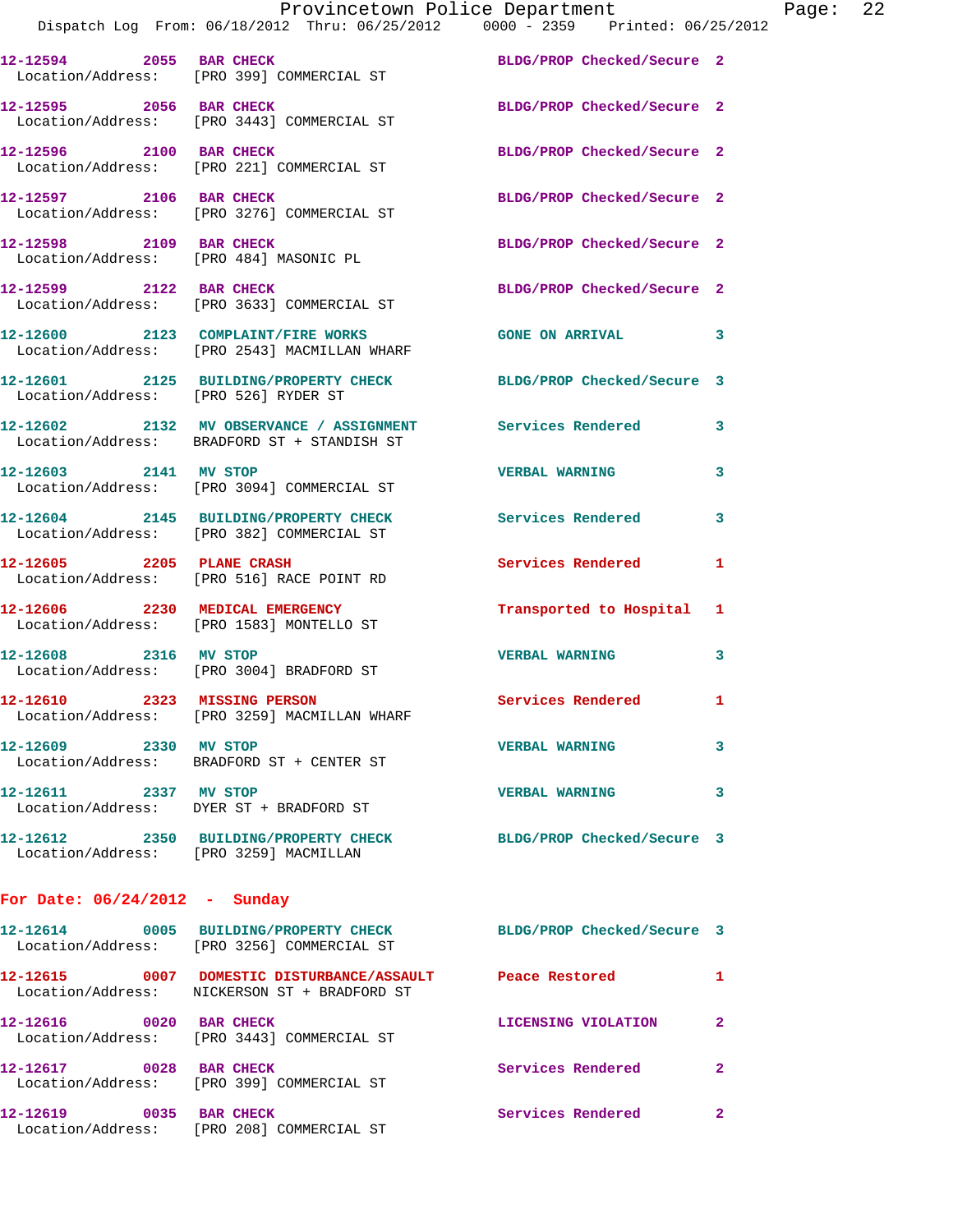12-12594 2055 BAR CHECK BLDG/PROP Checked/Secure 2
Location/Address: [PRO 399] COMMERCIAL ST

12-12595 2056 BAR CHECK BLDG/PROP Checked/Secure 2
Location/Address: [PRO 3443] COMMERCIAL ST

12-12596 2100 BAR CHECK BLDG/PROP Checked/Secure 2
Location/Address: [PRO 221] COMMERCIAL ST

12-12597 2106 BAR CHECK BLDG/PROP Checked/Secure 2
Location/Address: [PRO 3276] COMMERCIAL ST

12-12598 2109 BAR CHECK BLDG/PROP Checked/Secure 2
Location/Address: [PRO 484] MASONIC PL

12-12599 2122 BAR CHECK BLDG/PROP Checked/Secure 2
Location/Address: [PRO 3633] COMMERCIAL ST

12-12600 2123 COMPLAINT/FIRE WORKS GONE ON ARRIVAL 3
Location/Address: [PRO 2543] MACMILLAN WHARF

12-12601 2125 BUILDING/PROPERTY CHECK BLDG/PROP Checked/Secure 3
Location/Address: [PRO 526] RYDER ST

12-12602 2132 MV OBSERVANCE / ASSIGNMENT Services Rendered 3
Location/Address: BRADFORD ST + STANDISH ST

12-12603 2141 MV STOP VERBAL WARNING 3
Location/Address: [PRO 3094] COMMERCIAL ST

12-12604 2145 BUILDING/PROPERTY CHECK Services Rendered 3
Location/Address: [PRO 382] COMMERCIAL ST

12-12605 2205 PLANE CRASH Services Rendered 1
Location/Address: [PRO 516] RACE POINT RD

12-12606 2230 MEDICAL EMERGENCY Transported to Hospital 1
Location/Address: [PRO 1583] MONTELLO ST

12-12608 2316 MV STOP VERBAL WARNING 3
Location/Address: [PRO 3004] BRADFORD ST

12-12610 2323 MISSING PERSON Services Rendered 1
Location/Address: [PRO 3259] MACMILLAN WHARF

12-12609 2330 MV STOP VERBAL WARNING 3
Location/Address: BRADFORD ST + CENTER ST

12-12611 2337 MV STOP VERBAL WARNING 3
Location/Address: DYER ST + BRADFORD ST

12-12612 2350 BUILDING/PROPERTY CHECK BLDG/PROP Checked/Secure 3
Location/Address: [PRO 3259] MACMILLAN

## For Date: 06/24/2012 - Sunday

12-12614 0005 BUILDING/PROPERTY CHECK BLDG/PROP Checked/Secure 3
Location/Address: [PRO 3256] COMMERCIAL ST

12-12615 0007 DOMESTIC DISTURBANCE/ASSAULT Peace Restored 1
Location/Address: NICKERSON ST + BRADFORD ST

12-12616 0020 BAR CHECK LICENSING VIOLATION 2
Location/Address: [PRO 3443] COMMERCIAL ST

12-12617 0028 BAR CHECK Services Rendered 2
Location/Address: [PRO 399] COMMERCIAL ST

12-12619 0035 BAR CHECK Services Rendered 2
Location/Address: [PRO 208] COMMERCIAL ST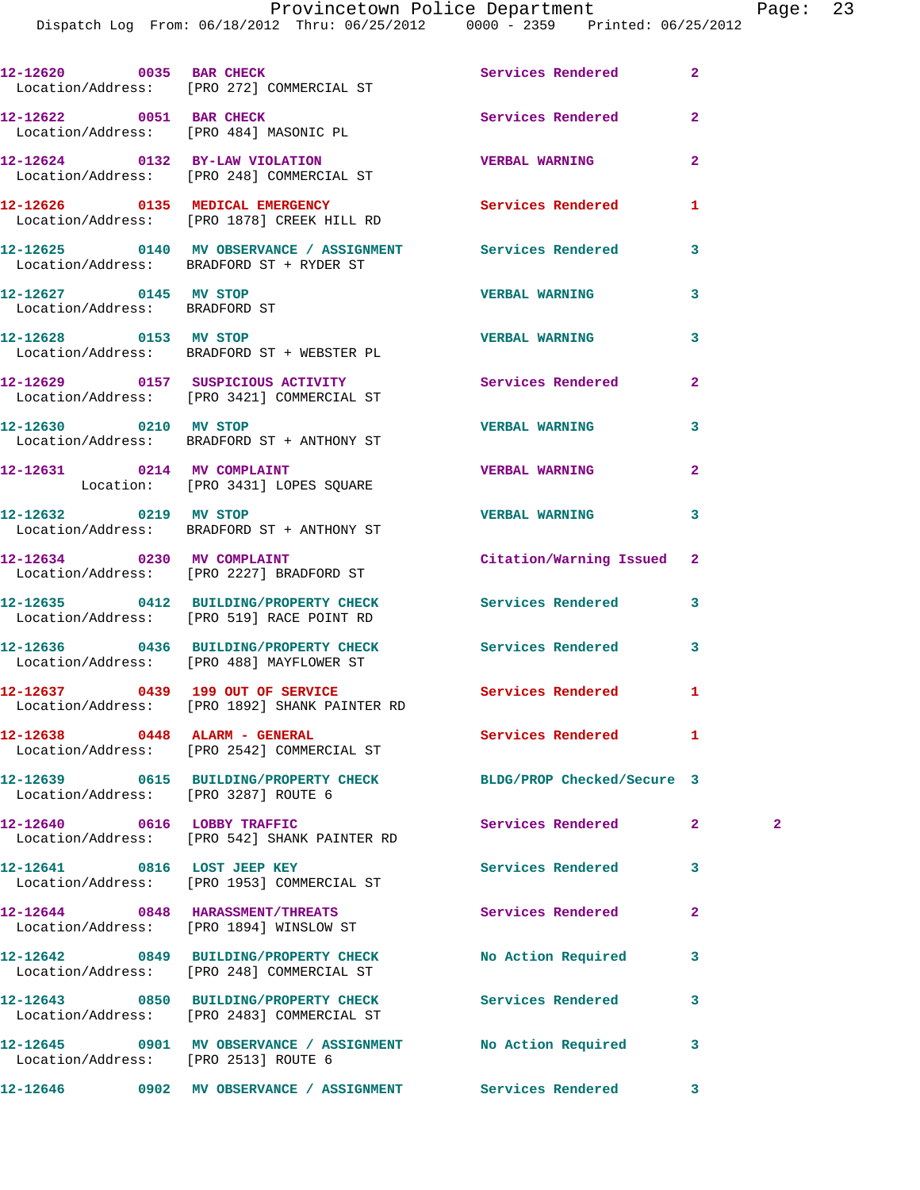12-12620 0035 BAR CHECK Services Rendered 2
Location/Address: [PRO 272] COMMERCIAL ST

12-12622 0051 BAR CHECK Services Rendered 2
Location/Address: [PRO 484] MASONIC PL

12-12624 0132 BY-LAW VIOLATION VERBAL WARNING 2
Location/Address: [PRO 248] COMMERCIAL ST

12-12626 0135 MEDICAL EMERGENCY Services Rendered 1
Location/Address: [PRO 1878] CREEK HILL RD

12-12625 0140 MV OBSERVANCE / ASSIGNMENT Services Rendered 3
Location/Address: BRADFORD ST + RYDER ST

12-12627 0145 MV STOP VERBAL WARNING 3
Location/Address: BRADFORD ST

12-12628 0153 MV STOP VERBAL WARNING 3
Location/Address: BRADFORD ST + WEBSTER PL

12-12629 0157 SUSPICIOUS ACTIVITY Services Rendered 2
Location/Address: [PRO 3421] COMMERCIAL ST

12-12630 0210 MV STOP VERBAL WARNING 3
Location/Address: BRADFORD ST + ANTHONY ST

12-12631 0214 MV COMPLAINT VERBAL WARNING 2
Location: [PRO 3431] LOPES SQUARE

12-12632 0219 MV STOP VERBAL WARNING 3
Location/Address: BRADFORD ST + ANTHONY ST

12-12634 0230 MV COMPLAINT Citation/Warning Issued 2
Location/Address: [PRO 2227] BRADFORD ST

12-12635 0412 BUILDING/PROPERTY CHECK Services Rendered 3
Location/Address: [PRO 519] RACE POINT RD

12-12636 0436 BUILDING/PROPERTY CHECK Services Rendered 3
Location/Address: [PRO 488] MAYFLOWER ST

12-12637 0439 199 OUT OF SERVICE Services Rendered 1
Location/Address: [PRO 1892] SHANK PAINTER RD

12-12638 0448 ALARM - GENERAL Services Rendered 1
Location/Address: [PRO 2542] COMMERCIAL ST

12-12639 0615 BUILDING/PROPERTY CHECK BLDG/PROP Checked/Secure 3
Location/Address: [PRO 3287] ROUTE 6

12-12640 0616 LOBBY TRAFFIC Services Rendered 2 2
Location/Address: [PRO 542] SHANK PAINTER RD

12-12641 0816 LOST JEEP KEY Services Rendered 3
Location/Address: [PRO 1953] COMMERCIAL ST

12-12644 0848 HARASSMENT/THREATS Services Rendered 2
Location/Address: [PRO 1894] WINSLOW ST

12-12642 0849 BUILDING/PROPERTY CHECK No Action Required 3
Location/Address: [PRO 248] COMMERCIAL ST

12-12643 0850 BUILDING/PROPERTY CHECK Services Rendered 3
Location/Address: [PRO 2483] COMMERCIAL ST

12-12645 0901 MV OBSERVANCE / ASSIGNMENT No Action Required 3
Location/Address: [PRO 2513] ROUTE 6

12-12646 0902 MV OBSERVANCE / ASSIGNMENT Services Rendered 3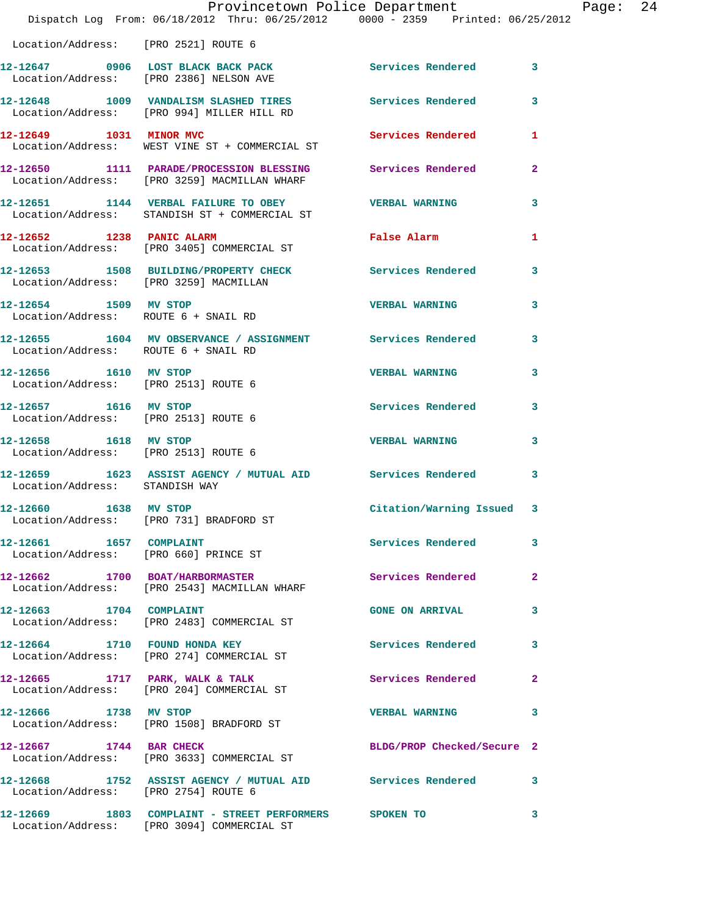Location/Address: [PRO 2521] ROUTE 6

| Call Number | Time | Call Reason | Action | Priority |
|---|---|---|---|---|
| 12-12647 | 0906 | LOST BLACK BACK PACK | Services Rendered | 3 |
| Location/Address: | | [PRO 2386] NELSON AVE | | |
| 12-12648 | 1009 | VANDALISM SLASHED TIRES | Services Rendered | 3 |
| Location/Address: | | [PRO 994] MILLER HILL RD | | |
| 12-12649 | 1031 | MINOR MVC | Services Rendered | 1 |
| Location/Address: | | WEST VINE ST + COMMERCIAL ST | | |
| 12-12650 | 1111 | PARADE/PROCESSION BLESSING | Services Rendered | 2 |
| Location/Address: | | [PRO 3259] MACMILLAN WHARF | | |
| 12-12651 | 1144 | VERBAL FAILURE TO OBEY | VERBAL WARNING | 3 |
| Location/Address: | | STANDISH ST + COMMERCIAL ST | | |
| 12-12652 | 1238 | PANIC ALARM | False Alarm | 1 |
| Location/Address: | | [PRO 3405] COMMERCIAL ST | | |
| 12-12653 | 1508 | BUILDING/PROPERTY CHECK | Services Rendered | 3 |
| Location/Address: | | [PRO 3259] MACMILLAN | | |
| 12-12654 | 1509 | MV STOP | VERBAL WARNING | 3 |
| Location/Address: | | ROUTE 6 + SNAIL RD | | |
| 12-12655 | 1604 | MV OBSERVANCE / ASSIGNMENT | Services Rendered | 3 |
| Location/Address: | | ROUTE 6 + SNAIL RD | | |
| 12-12656 | 1610 | MV STOP | VERBAL WARNING | 3 |
| Location/Address: | | [PRO 2513] ROUTE 6 | | |
| 12-12657 | 1616 | MV STOP | Services Rendered | 3 |
| Location/Address: | | [PRO 2513] ROUTE 6 | | |
| 12-12658 | 1618 | MV STOP | VERBAL WARNING | 3 |
| Location/Address: | | [PRO 2513] ROUTE 6 | | |
| 12-12659 | 1623 | ASSIST AGENCY / MUTUAL AID | Services Rendered | 3 |
| Location/Address: | | STANDISH WAY | | |
| 12-12660 | 1638 | MV STOP | Citation/Warning Issued | 3 |
| Location/Address: | | [PRO 731] BRADFORD ST | | |
| 12-12661 | 1657 | COMPLAINT | Services Rendered | 3 |
| Location/Address: | | [PRO 660] PRINCE ST | | |
| 12-12662 | 1700 | BOAT/HARBORMASTER | Services Rendered | 2 |
| Location/Address: | | [PRO 2543] MACMILLAN WHARF | | |
| 12-12663 | 1704 | COMPLAINT | GONE ON ARRIVAL | 3 |
| Location/Address: | | [PRO 2483] COMMERCIAL ST | | |
| 12-12664 | 1710 | FOUND HONDA KEY | Services Rendered | 3 |
| Location/Address: | | [PRO 274] COMMERCIAL ST | | |
| 12-12665 | 1717 | PARK, WALK & TALK | Services Rendered | 2 |
| Location/Address: | | [PRO 204] COMMERCIAL ST | | |
| 12-12666 | 1738 | MV STOP | VERBAL WARNING | 3 |
| Location/Address: | | [PRO 1508] BRADFORD ST | | |
| 12-12667 | 1744 | BAR CHECK | BLDG/PROP Checked/Secure | 2 |
| Location/Address: | | [PRO 3633] COMMERCIAL ST | | |
| 12-12668 | 1752 | ASSIST AGENCY / MUTUAL AID | Services Rendered | 3 |
| Location/Address: | | [PRO 2754] ROUTE 6 | | |
| 12-12669 | 1803 | COMPLAINT - STREET PERFORMERS | SPOKEN TO | 3 |
| Location/Address: | | [PRO 3094] COMMERCIAL ST | | |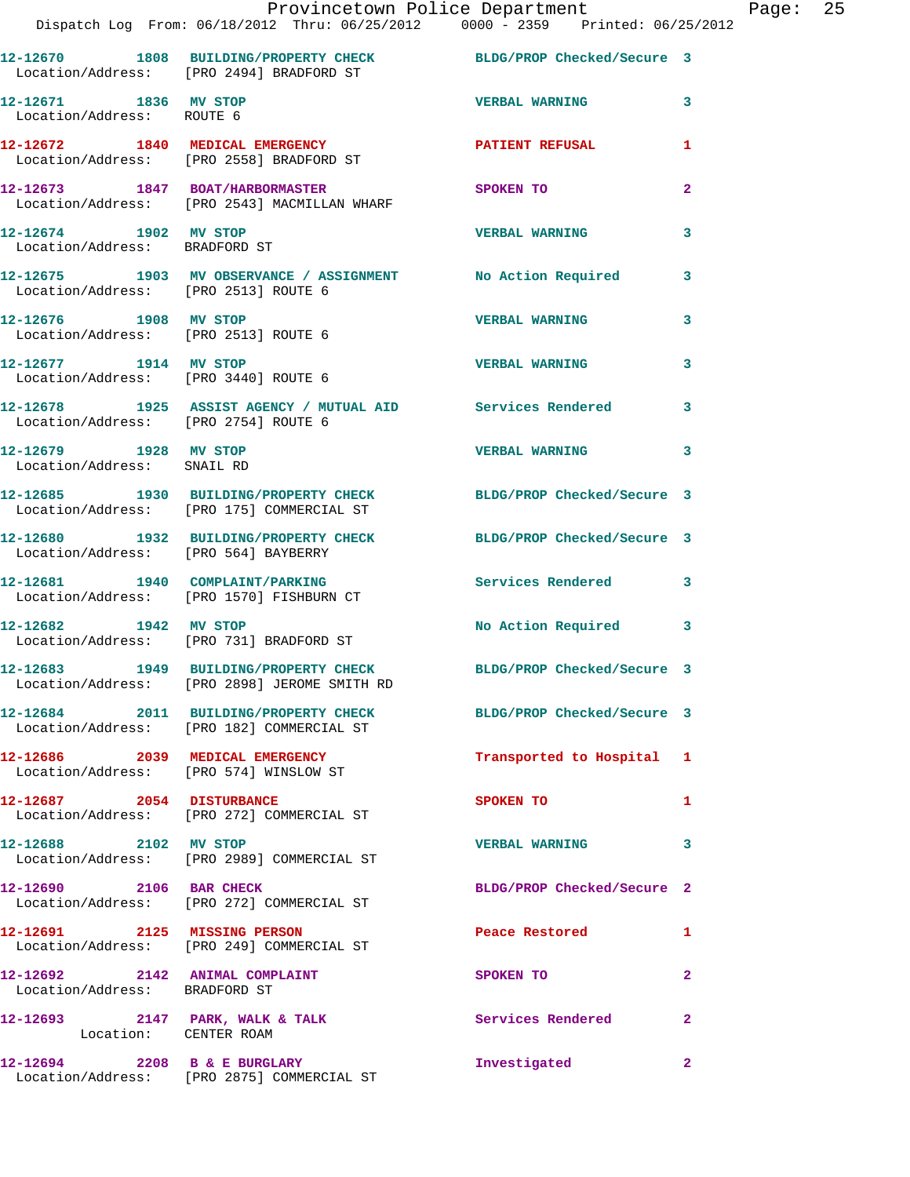| Call # | Time | Call Reason | Action | Priority |
|---|---|---|---|---|
| 12-12670 | 1808 | BUILDING/PROPERTY CHECK | BLDG/PROP Checked/Secure | 3 |
| Location/Address: | | [PRO 2494] BRADFORD ST | | |
| 12-12671 | 1836 | MV STOP | VERBAL WARNING | 3 |
| Location/Address: | | ROUTE 6 | | |
| 12-12672 | 1840 | MEDICAL EMERGENCY | PATIENT REFUSAL | 1 |
| Location/Address: | | [PRO 2558] BRADFORD ST | | |
| 12-12673 | 1847 | BOAT/HARBORMASTER | SPOKEN TO | 2 |
| Location/Address: | | [PRO 2543] MACMILLAN WHARF | | |
| 12-12674 | 1902 | MV STOP | VERBAL WARNING | 3 |
| Location/Address: | | BRADFORD ST | | |
| 12-12675 | 1903 | MV OBSERVANCE / ASSIGNMENT | No Action Required | 3 |
| Location/Address: | | [PRO 2513] ROUTE 6 | | |
| 12-12676 | 1908 | MV STOP | VERBAL WARNING | 3 |
| Location/Address: | | [PRO 2513] ROUTE 6 | | |
| 12-12677 | 1914 | MV STOP | VERBAL WARNING | 3 |
| Location/Address: | | [PRO 3440] ROUTE 6 | | |
| 12-12678 | 1925 | ASSIST AGENCY / MUTUAL AID | Services Rendered | 3 |
| Location/Address: | | [PRO 2754] ROUTE 6 | | |
| 12-12679 | 1928 | MV STOP | VERBAL WARNING | 3 |
| Location/Address: | | SNAIL RD | | |
| 12-12685 | 1930 | BUILDING/PROPERTY CHECK | BLDG/PROP Checked/Secure | 3 |
| Location/Address: | | [PRO 175] COMMERCIAL ST | | |
| 12-12680 | 1932 | BUILDING/PROPERTY CHECK | BLDG/PROP Checked/Secure | 3 |
| Location/Address: | | [PRO 564] BAYBERRY | | |
| 12-12681 | 1940 | COMPLAINT/PARKING | Services Rendered | 3 |
| Location/Address: | | [PRO 1570] FISHBURN CT | | |
| 12-12682 | 1942 | MV STOP | No Action Required | 3 |
| Location/Address: | | [PRO 731] BRADFORD ST | | |
| 12-12683 | 1949 | BUILDING/PROPERTY CHECK | BLDG/PROP Checked/Secure | 3 |
| Location/Address: | | [PRO 2898] JEROME SMITH RD | | |
| 12-12684 | 2011 | BUILDING/PROPERTY CHECK | BLDG/PROP Checked/Secure | 3 |
| Location/Address: | | [PRO 182] COMMERCIAL ST | | |
| 12-12686 | 2039 | MEDICAL EMERGENCY | Transported to Hospital | 1 |
| Location/Address: | | [PRO 574] WINSLOW ST | | |
| 12-12687 | 2054 | DISTURBANCE | SPOKEN TO | 1 |
| Location/Address: | | [PRO 272] COMMERCIAL ST | | |
| 12-12688 | 2102 | MV STOP | VERBAL WARNING | 3 |
| Location/Address: | | [PRO 2989] COMMERCIAL ST | | |
| 12-12690 | 2106 | BAR CHECK | BLDG/PROP Checked/Secure | 2 |
| Location/Address: | | [PRO 272] COMMERCIAL ST | | |
| 12-12691 | 2125 | MISSING PERSON | Peace Restored | 1 |
| Location/Address: | | [PRO 249] COMMERCIAL ST | | |
| 12-12692 | 2142 | ANIMAL COMPLAINT | SPOKEN TO | 2 |
| Location/Address: | | BRADFORD ST | | |
| 12-12693 | 2147 | PARK, WALK & TALK | Services Rendered | 2 |
| Location: | | CENTER ROAM | | |
| 12-12694 | 2208 | B & E BURGLARY | Investigated | 2 |
| Location/Address: | | [PRO 2875] COMMERCIAL ST | | |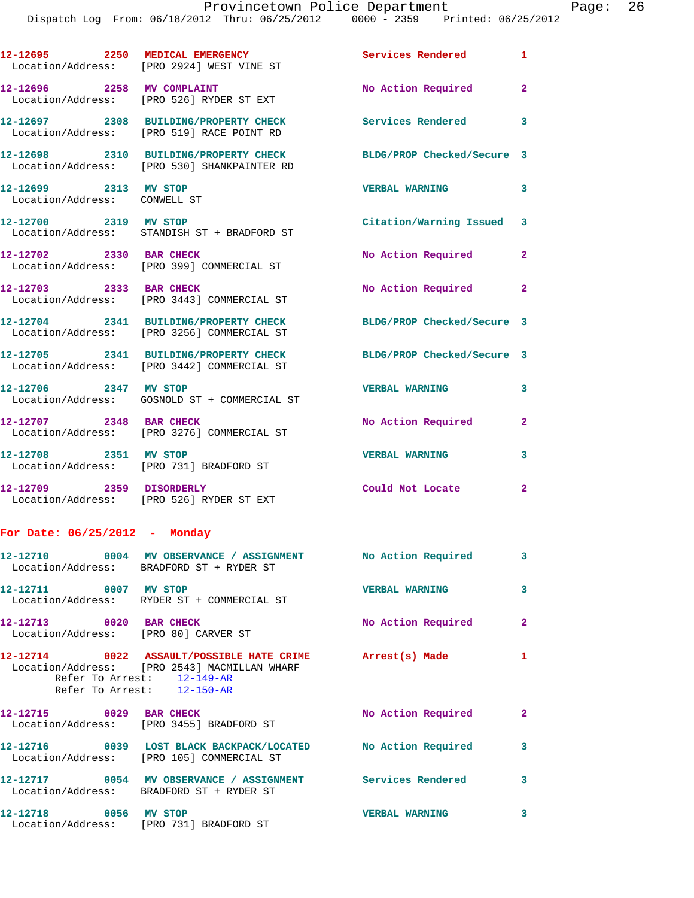12-12695 2250 **MEDICAL EMERGENCY** Services Rendered 1
Location/Address: [PRO 2924] WEST VINE ST

12-12696 2258 **MV COMPLAINT** No Action Required 2
Location/Address: [PRO 526] RYDER ST EXT

12-12697 2308 **BUILDING/PROPERTY CHECK** Services Rendered 3
Location/Address: [PRO 519] RACE POINT RD

12-12698 2310 **BUILDING/PROPERTY CHECK** BLDG/PROP Checked/Secure 3
Location/Address: [PRO 530] SHANKPAINTER RD

12-12699 2313 **MV STOP** VERBAL WARNING 3
Location/Address: CONWELL ST

12-12700 2319 **MV STOP** Citation/Warning Issued 3
Location/Address: STANDISH ST + BRADFORD ST

12-12702 2330 **BAR CHECK** No Action Required 2
Location/Address: [PRO 399] COMMERCIAL ST

12-12703 2333 **BAR CHECK** No Action Required 2
Location/Address: [PRO 3443] COMMERCIAL ST

12-12704 2341 **BUILDING/PROPERTY CHECK** BLDG/PROP Checked/Secure 3
Location/Address: [PRO 3256] COMMERCIAL ST

12-12705 2341 **BUILDING/PROPERTY CHECK** BLDG/PROP Checked/Secure 3
Location/Address: [PRO 3442] COMMERCIAL ST

12-12706 2347 **MV STOP** VERBAL WARNING 3
Location/Address: GOSNOLD ST + COMMERCIAL ST

12-12707 2348 **BAR CHECK** No Action Required 2
Location/Address: [PRO 3276] COMMERCIAL ST

12-12708 2351 **MV STOP** VERBAL WARNING 3
Location/Address: [PRO 731] BRADFORD ST

12-12709 2359 **DISORDERLY** Could Not Locate 2
Location/Address: [PRO 526] RYDER ST EXT

## For Date: 06/25/2012 - Monday

12-12710 0004 **MV OBSERVANCE / ASSIGNMENT** No Action Required 3
Location/Address: BRADFORD ST + RYDER ST

12-12711 0007 **MV STOP** VERBAL WARNING 3
Location/Address: RYDER ST + COMMERCIAL ST

12-12713 0020 **BAR CHECK** No Action Required 2
Location/Address: [PRO 80] CARVER ST

12-12714 0022 **ASSAULT/POSSIBLE HATE CRIME** Arrest(s) Made 1
Location/Address: [PRO 2543] MACMILLAN WHARF
Refer To Arrest: 12-149-AR
Refer To Arrest: 12-150-AR

12-12715 0029 **BAR CHECK** No Action Required 2
Location/Address: [PRO 3455] BRADFORD ST

12-12716 0039 **LOST BLACK BACKPACK/LOCATED** No Action Required 3
Location/Address: [PRO 105] COMMERCIAL ST

12-12717 0054 **MV OBSERVANCE / ASSIGNMENT** Services Rendered 3
Location/Address: BRADFORD ST + RYDER ST

12-12718 0056 **MV STOP** VERBAL WARNING 3
Location/Address: [PRO 731] BRADFORD ST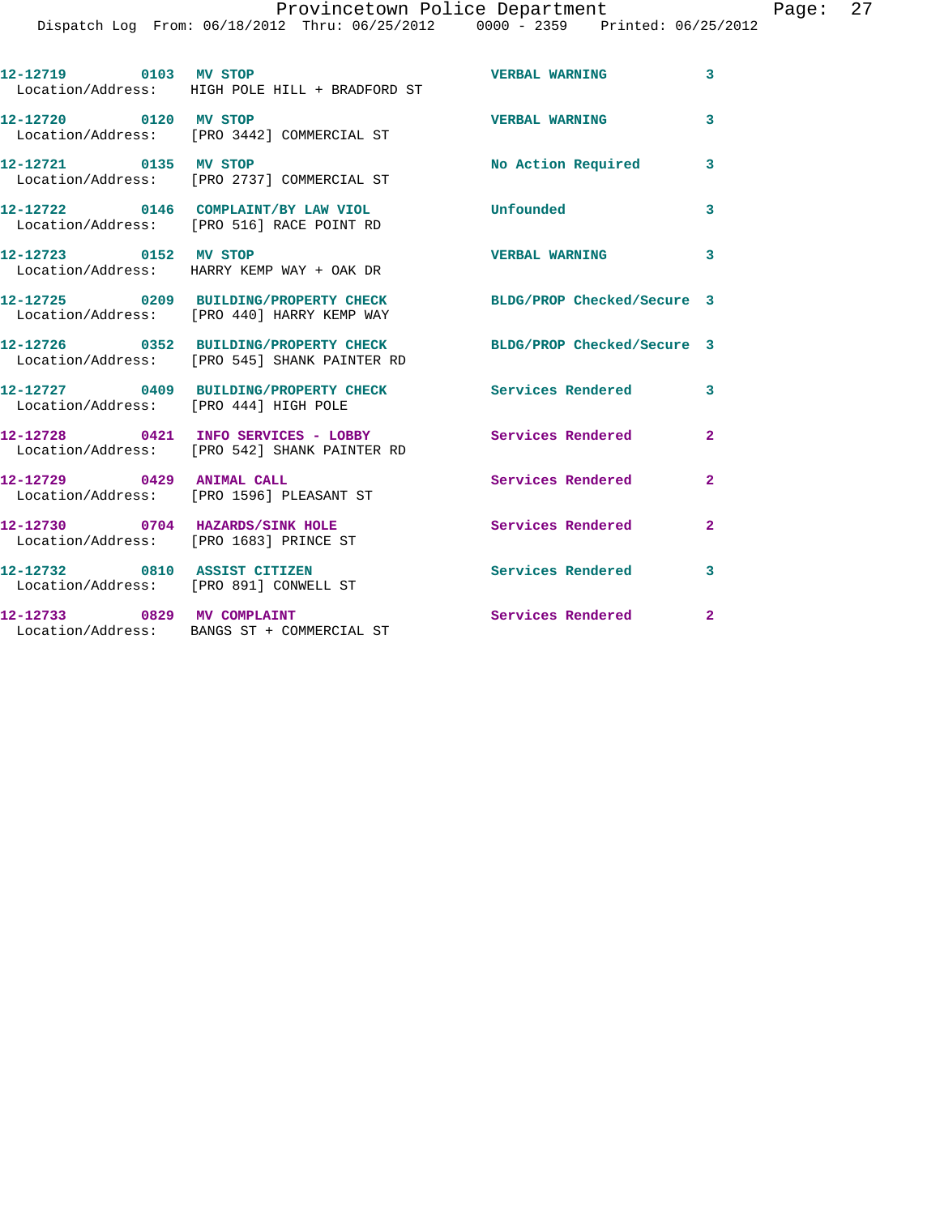| | | | | |
|---|---|---|---|---|
| 12-12719 | 0103 | MV STOP | VERBAL WARNING | 3 |
| Location/Address: | | HIGH POLE HILL + BRADFORD ST | | |
| 12-12720 | 0120 | MV STOP | VERBAL WARNING | 3 |
| Location/Address: | | [PRO 3442] COMMERCIAL ST | | |
| 12-12721 | 0135 | MV STOP | No Action Required | 3 |
| Location/Address: | | [PRO 2737] COMMERCIAL ST | | |
| 12-12722 | 0146 | COMPLAINT/BY LAW VIOL | Unfounded | 3 |
| Location/Address: | | [PRO 516] RACE POINT RD | | |
| 12-12723 | 0152 | MV STOP | VERBAL WARNING | 3 |
| Location/Address: | | HARRY KEMP WAY + OAK DR | | |
| 12-12725 | 0209 | BUILDING/PROPERTY CHECK | BLDG/PROP Checked/Secure | 3 |
| Location/Address: | | [PRO 440] HARRY KEMP WAY | | |
| 12-12726 | 0352 | BUILDING/PROPERTY CHECK | BLDG/PROP Checked/Secure | 3 |
| Location/Address: | | [PRO 545] SHANK PAINTER RD | | |
| 12-12727 | 0409 | BUILDING/PROPERTY CHECK | Services Rendered | 3 |
| Location/Address: | | [PRO 444] HIGH POLE | | |
| 12-12728 | 0421 | INFO SERVICES - LOBBY | Services Rendered | 2 |
| Location/Address: | | [PRO 542] SHANK PAINTER RD | | |
| 12-12729 | 0429 | ANIMAL CALL | Services Rendered | 2 |
| Location/Address: | | [PRO 1596] PLEASANT ST | | |
| 12-12730 | 0704 | HAZARDS/SINK HOLE | Services Rendered | 2 |
| Location/Address: | | [PRO 1683] PRINCE ST | | |
| 12-12732 | 0810 | ASSIST CITIZEN | Services Rendered | 3 |
| Location/Address: | | [PRO 891] CONWELL ST | | |
| 12-12733 | 0829 | MV COMPLAINT | Services Rendered | 2 |
| Location/Address: | | BANGS ST + COMMERCIAL ST | | |